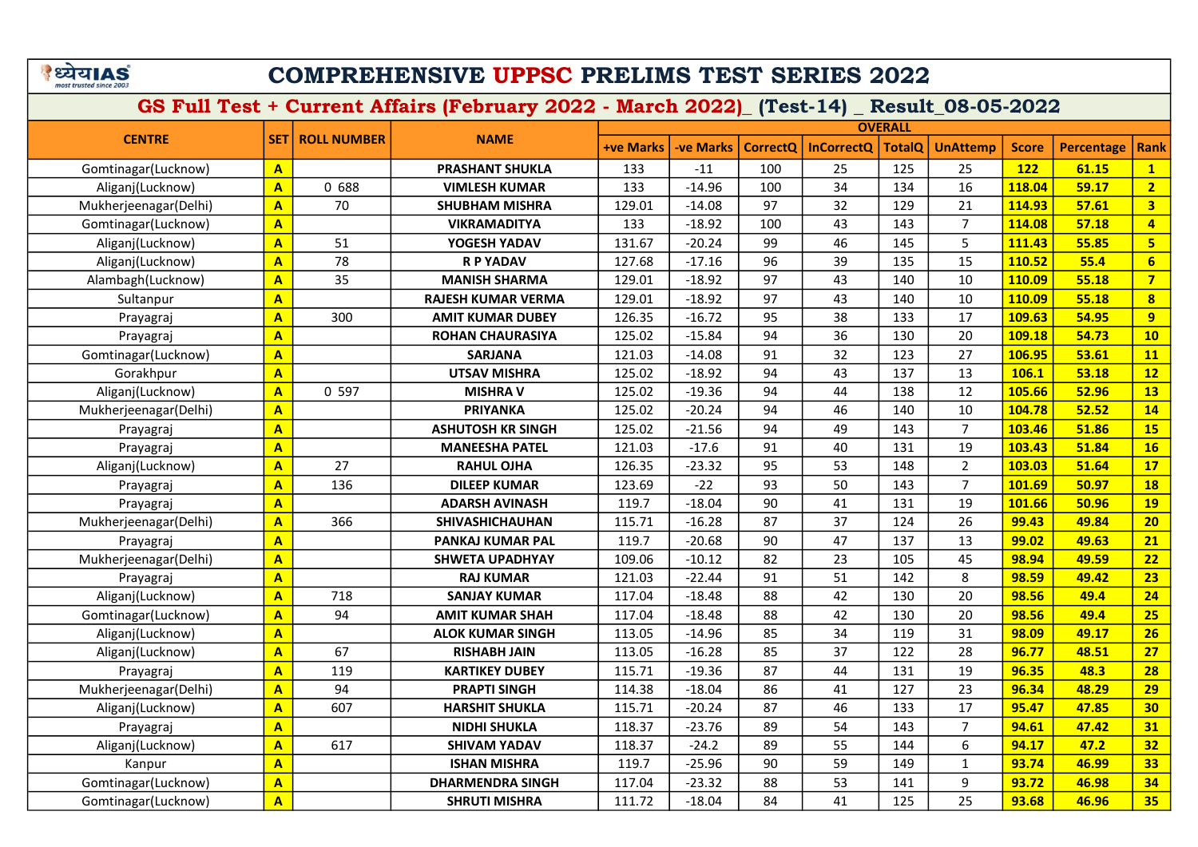# COMPREHENSIVE UPPSC PRELIMS TEST SERIES 2022

## GS Full Test + Current Affairs (February 2022 - March 2022)_ (Test-14) _ Result_08-05-2022

| CENTRE | SET | ROLL NUMBER | NAME | OVERALL | | | | | | | | |
|---|---|---|---|---|---|---|---|---|---|---|---|---|
| | | | | +ve Marks | -ve Marks | CorrectQ | InCorrectQ | TotalQ | UnAttemp | Score | Percentage | Rank |
| Gomtinagar(Lucknow) | A | | PRASHANT SHUKLA | 133 | -11 | 100 | 25 | 125 | 25 | 122 | 61.15 | 1 |
| Aliganj(Lucknow) | A | 0 688 | VIMLESH KUMAR | 133 | -14.96 | 100 | 34 | 134 | 16 | 118.04 | 59.17 | 2 |
| Mukherjeenagar(Delhi) | A | 70 | SHUBHAM MISHRA | 129.01 | -14.08 | 97 | 32 | 129 | 21 | 114.93 | 57.61 | 3 |
| Gomtinagar(Lucknow) | A | | VIKRAMADITYA | 133 | -18.92 | 100 | 43 | 143 | 7 | 114.08 | 57.18 | 4 |
| Aliganj(Lucknow) | A | 51 | YOGESH YADAV | 131.67 | -20.24 | 99 | 46 | 145 | 5 | 111.43 | 55.85 | 5 |
| Aliganj(Lucknow) | A | 78 | R P YADAV | 127.68 | -17.16 | 96 | 39 | 135 | 15 | 110.52 | 55.4 | 6 |
| Alambagh(Lucknow) | A | 35 | MANISH SHARMA | 129.01 | -18.92 | 97 | 43 | 140 | 10 | 110.09 | 55.18 | 7 |
| Sultanpur | A | | RAJESH KUMAR VERMA | 129.01 | -18.92 | 97 | 43 | 140 | 10 | 110.09 | 55.18 | 8 |
| Prayagraj | A | 300 | AMIT KUMAR DUBEY | 126.35 | -16.72 | 95 | 38 | 133 | 17 | 109.63 | 54.95 | 9 |
| Prayagraj | A | | ROHAN CHAURASIYA | 125.02 | -15.84 | 94 | 36 | 130 | 20 | 109.18 | 54.73 | 10 |
| Gomtinagar(Lucknow) | A | | SARJANA | 121.03 | -14.08 | 91 | 32 | 123 | 27 | 106.95 | 53.61 | 11 |
| Gorakhpur | A | | UTSAV MISHRA | 125.02 | -18.92 | 94 | 43 | 137 | 13 | 106.1 | 53.18 | 12 |
| Aliganj(Lucknow) | A | 0 597 | MISHRA V | 125.02 | -19.36 | 94 | 44 | 138 | 12 | 105.66 | 52.96 | 13 |
| Mukherjeenagar(Delhi) | A | | PRIYANKA | 125.02 | -20.24 | 94 | 46 | 140 | 10 | 104.78 | 52.52 | 14 |
| Prayagraj | A | | ASHUTOSH KR SINGH | 125.02 | -21.56 | 94 | 49 | 143 | 7 | 103.46 | 51.86 | 15 |
| Prayagraj | A | | MANEESHA PATEL | 121.03 | -17.6 | 91 | 40 | 131 | 19 | 103.43 | 51.84 | 16 |
| Aliganj(Lucknow) | A | 27 | RAHUL OJHA | 126.35 | -23.32 | 95 | 53 | 148 | 2 | 103.03 | 51.64 | 17 |
| Prayagraj | A | 136 | DILEEP KUMAR | 123.69 | -22 | 93 | 50 | 143 | 7 | 101.69 | 50.97 | 18 |
| Prayagraj | A | | ADARSH AVINASH | 119.7 | -18.04 | 90 | 41 | 131 | 19 | 101.66 | 50.96 | 19 |
| Mukherjeenagar(Delhi) | A | 366 | SHIVASHICHAUHAN | 115.71 | -16.28 | 87 | 37 | 124 | 26 | 99.43 | 49.84 | 20 |
| Prayagraj | A | | PANKAJ KUMAR PAL | 119.7 | -20.68 | 90 | 47 | 137 | 13 | 99.02 | 49.63 | 21 |
| Mukherjeenagar(Delhi) | A | | SHWETA UPADHYAY | 109.06 | -10.12 | 82 | 23 | 105 | 45 | 98.94 | 49.59 | 22 |
| Prayagraj | A | | RAJ KUMAR | 121.03 | -22.44 | 91 | 51 | 142 | 8 | 98.59 | 49.42 | 23 |
| Aliganj(Lucknow) | A | 718 | SANJAY KUMAR | 117.04 | -18.48 | 88 | 42 | 130 | 20 | 98.56 | 49.4 | 24 |
| Gomtinagar(Lucknow) | A | 94 | AMIT KUMAR SHAH | 117.04 | -18.48 | 88 | 42 | 130 | 20 | 98.56 | 49.4 | 25 |
| Aliganj(Lucknow) | A | | ALOK KUMAR SINGH | 113.05 | -14.96 | 85 | 34 | 119 | 31 | 98.09 | 49.17 | 26 |
| Aliganj(Lucknow) | A | 67 | RISHABH JAIN | 113.05 | -16.28 | 85 | 37 | 122 | 28 | 96.77 | 48.51 | 27 |
| Prayagraj | A | 119 | KARTIKEY DUBEY | 115.71 | -19.36 | 87 | 44 | 131 | 19 | 96.35 | 48.3 | 28 |
| Mukherjeenagar(Delhi) | A | 94 | PRAPTI SINGH | 114.38 | -18.04 | 86 | 41 | 127 | 23 | 96.34 | 48.29 | 29 |
| Aliganj(Lucknow) | A | 607 | HARSHIT SHUKLA | 115.71 | -20.24 | 87 | 46 | 133 | 17 | 95.47 | 47.85 | 30 |
| Prayagraj | A | | NIDHI SHUKLA | 118.37 | -23.76 | 89 | 54 | 143 | 7 | 94.61 | 47.42 | 31 |
| Aliganj(Lucknow) | A | 617 | SHIVAM YADAV | 118.37 | -24.2 | 89 | 55 | 144 | 6 | 94.17 | 47.2 | 32 |
| Kanpur | A | | ISHAN MISHRA | 119.7 | -25.96 | 90 | 59 | 149 | 1 | 93.74 | 46.99 | 33 |
| Gomtinagar(Lucknow) | A | | DHARMENDRA SINGH | 117.04 | -23.32 | 88 | 53 | 141 | 9 | 93.72 | 46.98 | 34 |
| Gomtinagar(Lucknow) | A | | SHRUTI MISHRA | 111.72 | -18.04 | 84 | 41 | 125 | 25 | 93.68 | 46.96 | 35 |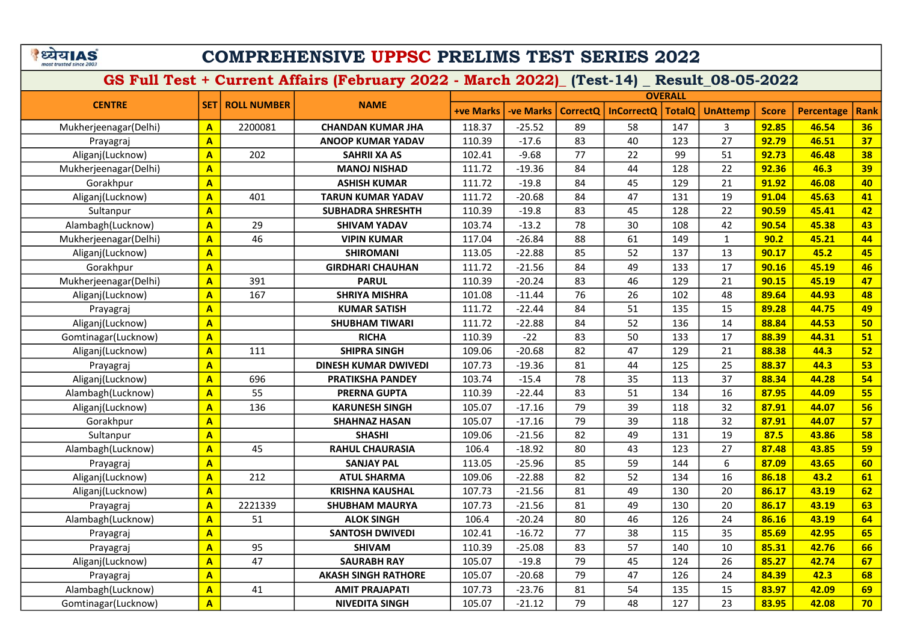# COMPREHENSIVE UPPSC PRELIMS TEST SERIES 2022

## GS Full Test + Current Affairs (February 2022 - March 2022)_ (Test-14) _ Result_08-05-2022

| CENTRE | SET | ROLL NUMBER | NAME | OVERALL | | | | | | | | |
|---|---|---|---|---|---|---|---|---|---|---|---|---|
| | | | | +ve Marks | -ve Marks | CorrectQ | InCorrectQ | TotalQ | UnAttemp | Score | Percentage | Rank |
| Mukherjeenagar(Delhi) | A | 2200081 | CHANDAN KUMAR JHA | 118.37 | -25.52 | 89 | 58 | 147 | 3 | 92.85 | 46.54 | 36 |
| Prayagraj | A | | ANOOP KUMAR YADAV | 110.39 | -17.6 | 83 | 40 | 123 | 27 | 92.79 | 46.51 | 37 |
| Aliganj(Lucknow) | A | 202 | SAHRII XA AS | 102.41 | -9.68 | 77 | 22 | 99 | 51 | 92.73 | 46.48 | 38 |
| Mukherjeenagar(Delhi) | A | | MANOJ NISHAD | 111.72 | -19.36 | 84 | 44 | 128 | 22 | 92.36 | 46.3 | 39 |
| Gorakhpur | A | | ASHISH KUMAR | 111.72 | -19.8 | 84 | 45 | 129 | 21 | 91.92 | 46.08 | 40 |
| Aliganj(Lucknow) | A | 401 | TARUN KUMAR YADAV | 111.72 | -20.68 | 84 | 47 | 131 | 19 | 91.04 | 45.63 | 41 |
| Sultanpur | A | | SUBHADRA SHRESHTH | 110.39 | -19.8 | 83 | 45 | 128 | 22 | 90.59 | 45.41 | 42 |
| Alambagh(Lucknow) | A | 29 | SHIVAM YADAV | 103.74 | -13.2 | 78 | 30 | 108 | 42 | 90.54 | 45.38 | 43 |
| Mukherjeenagar(Delhi) | A | 46 | VIPIN KUMAR | 117.04 | -26.84 | 88 | 61 | 149 | 1 | 90.2 | 45.21 | 44 |
| Aliganj(Lucknow) | A | | SHIROMANI | 113.05 | -22.88 | 85 | 52 | 137 | 13 | 90.17 | 45.2 | 45 |
| Gorakhpur | A | | GIRDHARI CHAUHAN | 111.72 | -21.56 | 84 | 49 | 133 | 17 | 90.16 | 45.19 | 46 |
| Mukherjeenagar(Delhi) | A | 391 | PARUL | 110.39 | -20.24 | 83 | 46 | 129 | 21 | 90.15 | 45.19 | 47 |
| Aliganj(Lucknow) | A | 167 | SHRIYA MISHRA | 101.08 | -11.44 | 76 | 26 | 102 | 48 | 89.64 | 44.93 | 48 |
| Prayagraj | A | | KUMAR SATISH | 111.72 | -22.44 | 84 | 51 | 135 | 15 | 89.28 | 44.75 | 49 |
| Aliganj(Lucknow) | A | | SHUBHAM TIWARI | 111.72 | -22.88 | 84 | 52 | 136 | 14 | 88.84 | 44.53 | 50 |
| Gomtinagar(Lucknow) | A | | RICHA | 110.39 | -22 | 83 | 50 | 133 | 17 | 88.39 | 44.31 | 51 |
| Aliganj(Lucknow) | A | 111 | SHIPRA SINGH | 109.06 | -20.68 | 82 | 47 | 129 | 21 | 88.38 | 44.3 | 52 |
| Prayagraj | A | | DINESH KUMAR DWIVEDI | 107.73 | -19.36 | 81 | 44 | 125 | 25 | 88.37 | 44.3 | 53 |
| Aliganj(Lucknow) | A | 696 | PRATIKSHA PANDEY | 103.74 | -15.4 | 78 | 35 | 113 | 37 | 88.34 | 44.28 | 54 |
| Alambagh(Lucknow) | A | 55 | PRERNA GUPTA | 110.39 | -22.44 | 83 | 51 | 134 | 16 | 87.95 | 44.09 | 55 |
| Aliganj(Lucknow) | A | 136 | KARUNESH SINGH | 105.07 | -17.16 | 79 | 39 | 118 | 32 | 87.91 | 44.07 | 56 |
| Gorakhpur | A | | SHAHNAZ HASAN | 105.07 | -17.16 | 79 | 39 | 118 | 32 | 87.91 | 44.07 | 57 |
| Sultanpur | A | | SHASHI | 109.06 | -21.56 | 82 | 49 | 131 | 19 | 87.5 | 43.86 | 58 |
| Alambagh(Lucknow) | A | 45 | RAHUL CHAURASIA | 106.4 | -18.92 | 80 | 43 | 123 | 27 | 87.48 | 43.85 | 59 |
| Prayagraj | A | | SANJAY PAL | 113.05 | -25.96 | 85 | 59 | 144 | 6 | 87.09 | 43.65 | 60 |
| Aliganj(Lucknow) | A | 212 | ATUL SHARMA | 109.06 | -22.88 | 82 | 52 | 134 | 16 | 86.18 | 43.2 | 61 |
| Aliganj(Lucknow) | A | | KRISHNA KAUSHAL | 107.73 | -21.56 | 81 | 49 | 130 | 20 | 86.17 | 43.19 | 62 |
| Prayagraj | A | 2221339 | SHUBHAM MAURYA | 107.73 | -21.56 | 81 | 49 | 130 | 20 | 86.17 | 43.19 | 63 |
| Alambagh(Lucknow) | A | 51 | ALOK SINGH | 106.4 | -20.24 | 80 | 46 | 126 | 24 | 86.16 | 43.19 | 64 |
| Prayagraj | A | | SANTOSH DWIVEDI | 102.41 | -16.72 | 77 | 38 | 115 | 35 | 85.69 | 42.95 | 65 |
| Prayagraj | A | 95 | SHIVAM | 110.39 | -25.08 | 83 | 57 | 140 | 10 | 85.31 | 42.76 | 66 |
| Aliganj(Lucknow) | A | 47 | SAURABH RAY | 105.07 | -19.8 | 79 | 45 | 124 | 26 | 85.27 | 42.74 | 67 |
| Prayagraj | A | | AKASH SINGH RATHORE | 105.07 | -20.68 | 79 | 47 | 126 | 24 | 84.39 | 42.3 | 68 |
| Alambagh(Lucknow) | A | 41 | AMIT PRAJAPATI | 107.73 | -23.76 | 81 | 54 | 135 | 15 | 83.97 | 42.09 | 69 |
| Gomtinagar(Lucknow) | A | | NIVEDITA SINGH | 105.07 | -21.12 | 79 | 48 | 127 | 23 | 83.95 | 42.08 | 70 |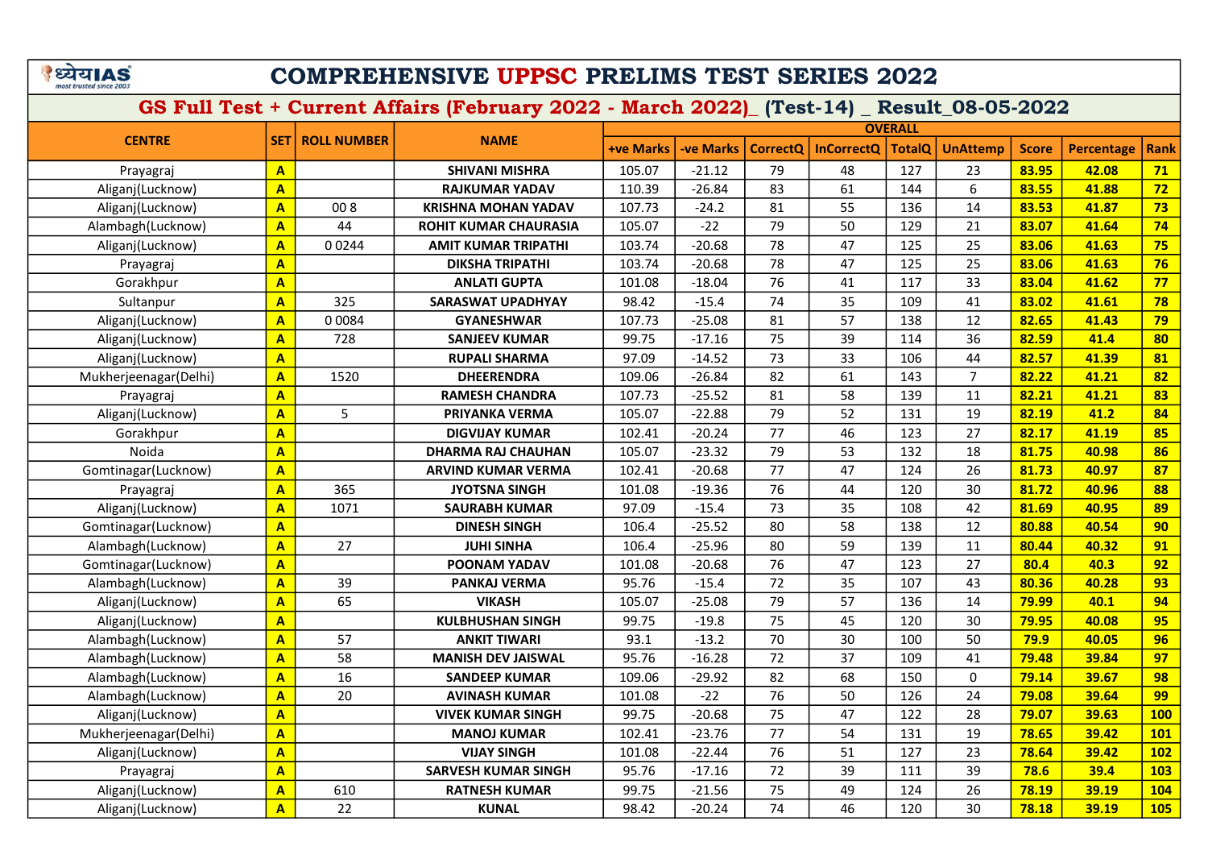# COMPREHENSIVE UPPSC PRELIMS TEST SERIES 2022

## GS Full Test + Current Affairs (February 2022 - March 2022)_ (Test-14) _ Result_08-05-2022

| CENTRE | SET | ROLL NUMBER | NAME | OVERALL | | | | | | | | |
|---|---|---|---|---|---|---|---|---|---|---|---|---|
| | | | | +ve Marks | -ve Marks | CorrectQ | InCorrectQ | TotalQ | UnAttemp | Score | Percentage | Rank |
| Prayagraj | A | | SHIVANI MISHRA | 105.07 | -21.12 | 79 | 48 | 127 | 23 | 83.95 | 42.08 | 71 |
| Aliganj(Lucknow) | A | | RAJKUMAR YADAV | 110.39 | -26.84 | 83 | 61 | 144 | 6 | 83.55 | 41.88 | 72 |
| Aliganj(Lucknow) | A | 00 8 | KRISHNA MOHAN YADAV | 107.73 | -24.2 | 81 | 55 | 136 | 14 | 83.53 | 41.87 | 73 |
| Alambagh(Lucknow) | A | 44 | ROHIT KUMAR CHAURASIA | 105.07 | -22 | 79 | 50 | 129 | 21 | 83.07 | 41.64 | 74 |
| Aliganj(Lucknow) | A | 0 0244 | AMIT KUMAR TRIPATHI | 103.74 | -20.68 | 78 | 47 | 125 | 25 | 83.06 | 41.63 | 75 |
| Prayagraj | A | | DIKSHA TRIPATHI | 103.74 | -20.68 | 78 | 47 | 125 | 25 | 83.06 | 41.63 | 76 |
| Gorakhpur | A | | ANLATI GUPTA | 101.08 | -18.04 | 76 | 41 | 117 | 33 | 83.04 | 41.62 | 77 |
| Sultanpur | A | 325 | SARASWAT UPADHYAY | 98.42 | -15.4 | 74 | 35 | 109 | 41 | 83.02 | 41.61 | 78 |
| Aliganj(Lucknow) | A | 0 0084 | GYANESHWAR | 107.73 | -25.08 | 81 | 57 | 138 | 12 | 82.65 | 41.43 | 79 |
| Aliganj(Lucknow) | A | 728 | SANJEEV KUMAR | 99.75 | -17.16 | 75 | 39 | 114 | 36 | 82.59 | 41.4 | 80 |
| Aliganj(Lucknow) | A | | RUPALI SHARMA | 97.09 | -14.52 | 73 | 33 | 106 | 44 | 82.57 | 41.39 | 81 |
| Mukherjeenagar(Delhi) | A | 1520 | DHEERENDRA | 109.06 | -26.84 | 82 | 61 | 143 | 7 | 82.22 | 41.21 | 82 |
| Prayagraj | A | | RAMESH CHANDRA | 107.73 | -25.52 | 81 | 58 | 139 | 11 | 82.21 | 41.21 | 83 |
| Aliganj(Lucknow) | A | 5 | PRIYANKA VERMA | 105.07 | -22.88 | 79 | 52 | 131 | 19 | 82.19 | 41.2 | 84 |
| Gorakhpur | A | | DIGVIJAY KUMAR | 102.41 | -20.24 | 77 | 46 | 123 | 27 | 82.17 | 41.19 | 85 |
| Noida | A | | DHARMA RAJ CHAUHAN | 105.07 | -23.32 | 79 | 53 | 132 | 18 | 81.75 | 40.98 | 86 |
| Gomtinagar(Lucknow) | A | | ARVIND KUMAR VERMA | 102.41 | -20.68 | 77 | 47 | 124 | 26 | 81.73 | 40.97 | 87 |
| Prayagraj | A | 365 | JYOTSNA SINGH | 101.08 | -19.36 | 76 | 44 | 120 | 30 | 81.72 | 40.96 | 88 |
| Aliganj(Lucknow) | A | 1071 | SAURABH KUMAR | 97.09 | -15.4 | 73 | 35 | 108 | 42 | 81.69 | 40.95 | 89 |
| Gomtinagar(Lucknow) | A | | DINESH SINGH | 106.4 | -25.52 | 80 | 58 | 138 | 12 | 80.88 | 40.54 | 90 |
| Alambagh(Lucknow) | A | 27 | JUHI SINHA | 106.4 | -25.96 | 80 | 59 | 139 | 11 | 80.44 | 40.32 | 91 |
| Gomtinagar(Lucknow) | A | | POONAM YADAV | 101.08 | -20.68 | 76 | 47 | 123 | 27 | 80.4 | 40.3 | 92 |
| Alambagh(Lucknow) | A | 39 | PANKAJ VERMA | 95.76 | -15.4 | 72 | 35 | 107 | 43 | 80.36 | 40.28 | 93 |
| Aliganj(Lucknow) | A | 65 | VIKASH | 105.07 | -25.08 | 79 | 57 | 136 | 14 | 79.99 | 40.1 | 94 |
| Aliganj(Lucknow) | A | | KULBHUSHAN SINGH | 99.75 | -19.8 | 75 | 45 | 120 | 30 | 79.95 | 40.08 | 95 |
| Alambagh(Lucknow) | A | 57 | ANKIT TIWARI | 93.1 | -13.2 | 70 | 30 | 100 | 50 | 79.9 | 40.05 | 96 |
| Alambagh(Lucknow) | A | 58 | MANISH DEV JAISWAL | 95.76 | -16.28 | 72 | 37 | 109 | 41 | 79.48 | 39.84 | 97 |
| Alambagh(Lucknow) | A | 16 | SANDEEP KUMAR | 109.06 | -29.92 | 82 | 68 | 150 | 0 | 79.14 | 39.67 | 98 |
| Alambagh(Lucknow) | A | 20 | AVINASH KUMAR | 101.08 | -22 | 76 | 50 | 126 | 24 | 79.08 | 39.64 | 99 |
| Aliganj(Lucknow) | A | | VIVEK KUMAR SINGH | 99.75 | -20.68 | 75 | 47 | 122 | 28 | 79.07 | 39.63 | 100 |
| Mukherjeenagar(Delhi) | A | | MANOJ KUMAR | 102.41 | -23.76 | 77 | 54 | 131 | 19 | 78.65 | 39.42 | 101 |
| Aliganj(Lucknow) | A | | VIJAY SINGH | 101.08 | -22.44 | 76 | 51 | 127 | 23 | 78.64 | 39.42 | 102 |
| Prayagraj | A | | SARVESH KUMAR SINGH | 95.76 | -17.16 | 72 | 39 | 111 | 39 | 78.6 | 39.4 | 103 |
| Aliganj(Lucknow) | A | 610 | RATNESH KUMAR | 99.75 | -21.56 | 75 | 49 | 124 | 26 | 78.19 | 39.19 | 104 |
| Aliganj(Lucknow) | A | 22 | KUNAL | 98.42 | -20.24 | 74 | 46 | 120 | 30 | 78.18 | 39.19 | 105 |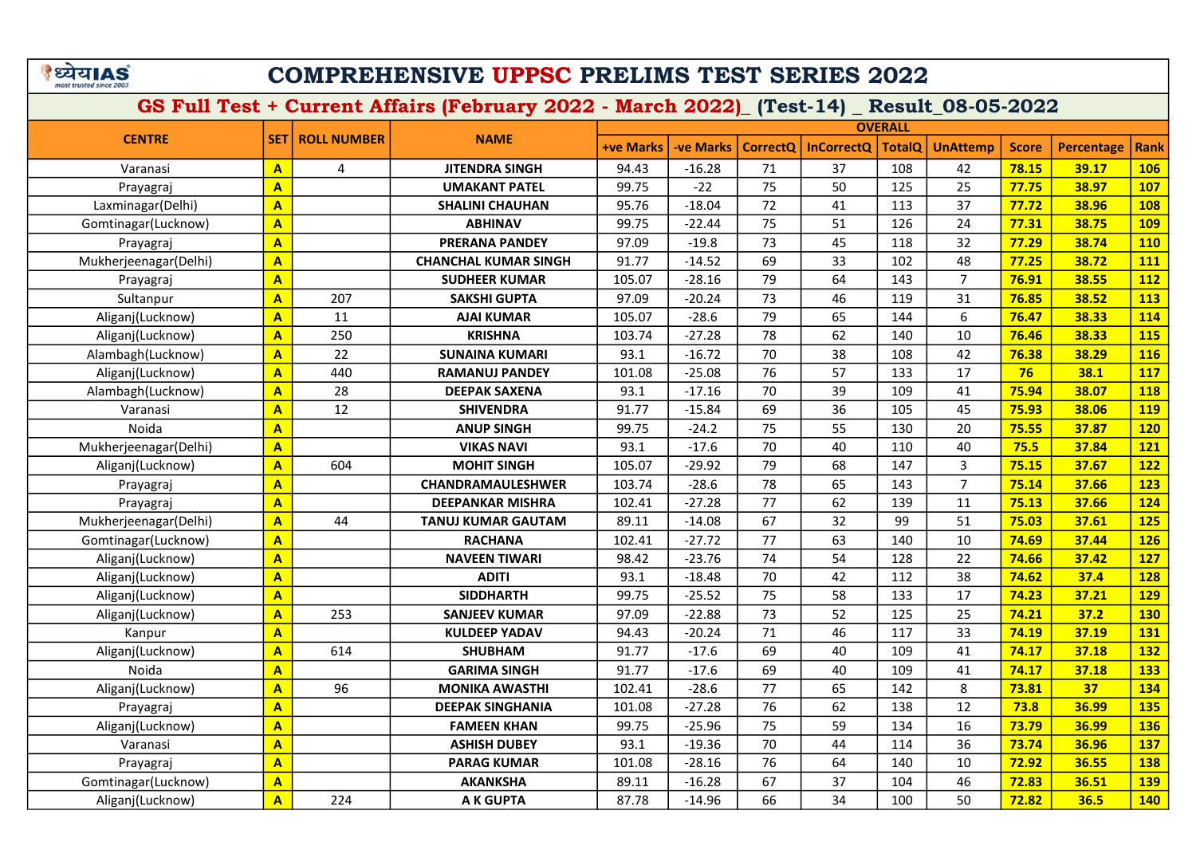# COMPREHENSIVE UPPSC PRELIMS TEST SERIES 2022

## GS Full Test + Current Affairs (February 2022 - March 2022)_ (Test-14) _ Result_08-05-2022

| CENTRE | SET | ROLL NUMBER | NAME | OVERALL | | | | | | | | |
|---|---|---|---|---|---|---|---|---|---|---|---|---|
| | | | | +ve Marks | -ve Marks | CorrectQ | InCorrectQ | TotalQ | UnAttemp | Score | Percentage | Rank |
| Varanasi | A | 4 | JITENDRA SINGH | 94.43 | -16.28 | 71 | 37 | 108 | 42 | 78.15 | 39.17 | 106 |
| Prayagraj | A | | UMAKANT PATEL | 99.75 | -22 | 75 | 50 | 125 | 25 | 77.75 | 38.97 | 107 |
| Laxminagar(Delhi) | A | | SHALINI CHAUHAN | 95.76 | -18.04 | 72 | 41 | 113 | 37 | 77.72 | 38.96 | 108 |
| Gomtinagar(Lucknow) | A | | ABHINAV | 99.75 | -22.44 | 75 | 51 | 126 | 24 | 77.31 | 38.75 | 109 |
| Prayagraj | A | | PRERANA PANDEY | 97.09 | -19.8 | 73 | 45 | 118 | 32 | 77.29 | 38.74 | 110 |
| Mukherjeenagar(Delhi) | A | | CHANCHAL KUMAR SINGH | 91.77 | -14.52 | 69 | 33 | 102 | 48 | 77.25 | 38.72 | 111 |
| Prayagraj | A | | SUDHEER KUMAR | 105.07 | -28.16 | 79 | 64 | 143 | 7 | 76.91 | 38.55 | 112 |
| Sultanpur | A | 207 | SAKSHI GUPTA | 97.09 | -20.24 | 73 | 46 | 119 | 31 | 76.85 | 38.52 | 113 |
| Aliganj(Lucknow) | A | 11 | AJAI KUMAR | 105.07 | -28.6 | 79 | 65 | 144 | 6 | 76.47 | 38.33 | 114 |
| Aliganj(Lucknow) | A | 250 | KRISHNA | 103.74 | -27.28 | 78 | 62 | 140 | 10 | 76.46 | 38.33 | 115 |
| Alambagh(Lucknow) | A | 22 | SUNAINA KUMARI | 93.1 | -16.72 | 70 | 38 | 108 | 42 | 76.38 | 38.29 | 116 |
| Aliganj(Lucknow) | A | 440 | RAMANUJ PANDEY | 101.08 | -25.08 | 76 | 57 | 133 | 17 | 76 | 38.1 | 117 |
| Alambagh(Lucknow) | A | 28 | DEEPAK SAXENA | 93.1 | -17.16 | 70 | 39 | 109 | 41 | 75.94 | 38.07 | 118 |
| Varanasi | A | 12 | SHIVENDRA | 91.77 | -15.84 | 69 | 36 | 105 | 45 | 75.93 | 38.06 | 119 |
| Noida | A | | ANUP SINGH | 99.75 | -24.2 | 75 | 55 | 130 | 20 | 75.55 | 37.87 | 120 |
| Mukherjeenagar(Delhi) | A | | VIKAS NAVI | 93.1 | -17.6 | 70 | 40 | 110 | 40 | 75.5 | 37.84 | 121 |
| Aliganj(Lucknow) | A | 604 | MOHIT SINGH | 105.07 | -29.92 | 79 | 68 | 147 | 3 | 75.15 | 37.67 | 122 |
| Prayagraj | A | | CHANDRAMAULESHWER | 103.74 | -28.6 | 78 | 65 | 143 | 7 | 75.14 | 37.66 | 123 |
| Prayagraj | A | | DEEPANKAR MISHRA | 102.41 | -27.28 | 77 | 62 | 139 | 11 | 75.13 | 37.66 | 124 |
| Mukherjeenagar(Delhi) | A | 44 | TANUJ KUMAR GAUTAM | 89.11 | -14.08 | 67 | 32 | 99 | 51 | 75.03 | 37.61 | 125 |
| Gomtinagar(Lucknow) | A | | RACHANA | 102.41 | -27.72 | 77 | 63 | 140 | 10 | 74.69 | 37.44 | 126 |
| Aliganj(Lucknow) | A | | NAVEEN TIWARI | 98.42 | -23.76 | 74 | 54 | 128 | 22 | 74.66 | 37.42 | 127 |
| Aliganj(Lucknow) | A | | ADITI | 93.1 | -18.48 | 70 | 42 | 112 | 38 | 74.62 | 37.4 | 128 |
| Aliganj(Lucknow) | A | | SIDDHARTH | 99.75 | -25.52 | 75 | 58 | 133 | 17 | 74.23 | 37.21 | 129 |
| Aliganj(Lucknow) | A | 253 | SANJEEV KUMAR | 97.09 | -22.88 | 73 | 52 | 125 | 25 | 74.21 | 37.2 | 130 |
| Kanpur | A | | KULDEEP YADAV | 94.43 | -20.24 | 71 | 46 | 117 | 33 | 74.19 | 37.19 | 131 |
| Aliganj(Lucknow) | A | 614 | SHUBHAM | 91.77 | -17.6 | 69 | 40 | 109 | 41 | 74.17 | 37.18 | 132 |
| Noida | A | | GARIMA SINGH | 91.77 | -17.6 | 69 | 40 | 109 | 41 | 74.17 | 37.18 | 133 |
| Aliganj(Lucknow) | A | 96 | MONIKA AWASTHI | 102.41 | -28.6 | 77 | 65 | 142 | 8 | 73.81 | 37 | 134 |
| Prayagraj | A | | DEEPAK SINGHANIA | 101.08 | -27.28 | 76 | 62 | 138 | 12 | 73.8 | 36.99 | 135 |
| Aliganj(Lucknow) | A | | FAMEEN KHAN | 99.75 | -25.96 | 75 | 59 | 134 | 16 | 73.79 | 36.99 | 136 |
| Varanasi | A | | ASHISH DUBEY | 93.1 | -19.36 | 70 | 44 | 114 | 36 | 73.74 | 36.96 | 137 |
| Prayagraj | A | | PARAG KUMAR | 101.08 | -28.16 | 76 | 64 | 140 | 10 | 72.92 | 36.55 | 138 |
| Gomtinagar(Lucknow) | A | | AKANKSHA | 89.11 | -16.28 | 67 | 37 | 104 | 46 | 72.83 | 36.51 | 139 |
| Aliganj(Lucknow) | A | 224 | A K GUPTA | 87.78 | -14.96 | 66 | 34 | 100 | 50 | 72.82 | 36.5 | 140 |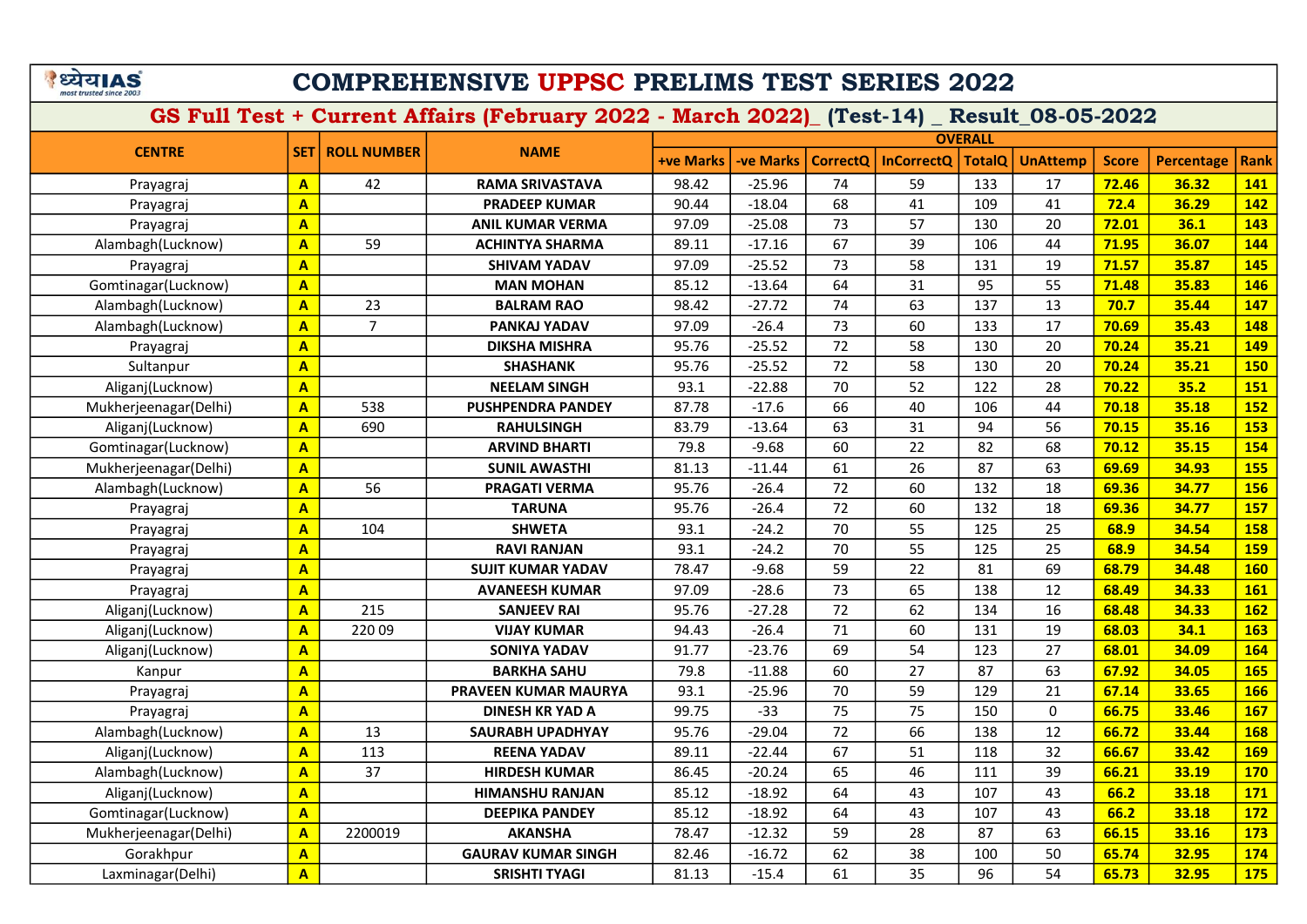# COMPREHENSIVE UPPSC PRELIMS TEST SERIES 2022

## GS Full Test + Current Affairs (February 2022 - March 2022)_ (Test-14) _ Result_08-05-2022

| CENTRE | SET | ROLL NUMBER | NAME | OVERALL | | | | | | | | |
|---|---|---|---|---|---|---|---|---|---|---|---|---|
| | | | | +ve Marks | -ve Marks | CorrectQ | InCorrectQ | TotalQ | UnAttemp | Score | Percentage | Rank |
| Prayagraj | A | 42 | RAMA SRIVASTAVA | 98.42 | -25.96 | 74 | 59 | 133 | 17 | 72.46 | 36.32 | 141 |
| Prayagraj | A | | PRADEEP KUMAR | 90.44 | -18.04 | 68 | 41 | 109 | 41 | 72.4 | 36.29 | 142 |
| Prayagraj | A | | ANIL KUMAR VERMA | 97.09 | -25.08 | 73 | 57 | 130 | 20 | 72.01 | 36.1 | 143 |
| Alambagh(Lucknow) | A | 59 | ACHINTYA SHARMA | 89.11 | -17.16 | 67 | 39 | 106 | 44 | 71.95 | 36.07 | 144 |
| Prayagraj | A | | SHIVAM YADAV | 97.09 | -25.52 | 73 | 58 | 131 | 19 | 71.57 | 35.87 | 145 |
| Gomtinagar(Lucknow) | A | | MAN MOHAN | 85.12 | -13.64 | 64 | 31 | 95 | 55 | 71.48 | 35.83 | 146 |
| Alambagh(Lucknow) | A | 23 | BALRAM RAO | 98.42 | -27.72 | 74 | 63 | 137 | 13 | 70.7 | 35.44 | 147 |
| Alambagh(Lucknow) | A | 7 | PANKAJ YADAV | 97.09 | -26.4 | 73 | 60 | 133 | 17 | 70.69 | 35.43 | 148 |
| Prayagraj | A | | DIKSHA MISHRA | 95.76 | -25.52 | 72 | 58 | 130 | 20 | 70.24 | 35.21 | 149 |
| Sultanpur | A | | SHASHANK | 95.76 | -25.52 | 72 | 58 | 130 | 20 | 70.24 | 35.21 | 150 |
| Aliganj(Lucknow) | A | | NEELAM SINGH | 93.1 | -22.88 | 70 | 52 | 122 | 28 | 70.22 | 35.2 | 151 |
| Mukherjeenagar(Delhi) | A | 538 | PUSHPENDRA PANDEY | 87.78 | -17.6 | 66 | 40 | 106 | 44 | 70.18 | 35.18 | 152 |
| Aliganj(Lucknow) | A | 690 | RAHULSINGH | 83.79 | -13.64 | 63 | 31 | 94 | 56 | 70.15 | 35.16 | 153 |
| Gomtinagar(Lucknow) | A | | ARVIND BHARTI | 79.8 | -9.68 | 60 | 22 | 82 | 68 | 70.12 | 35.15 | 154 |
| Mukherjeenagar(Delhi) | A | | SUNIL AWASTHI | 81.13 | -11.44 | 61 | 26 | 87 | 63 | 69.69 | 34.93 | 155 |
| Alambagh(Lucknow) | A | 56 | PRAGATI VERMA | 95.76 | -26.4 | 72 | 60 | 132 | 18 | 69.36 | 34.77 | 156 |
| Prayagraj | A | | TARUNA | 95.76 | -26.4 | 72 | 60 | 132 | 18 | 69.36 | 34.77 | 157 |
| Prayagraj | A | 104 | SHWETA | 93.1 | -24.2 | 70 | 55 | 125 | 25 | 68.9 | 34.54 | 158 |
| Prayagraj | A | | RAVI RANJAN | 93.1 | -24.2 | 70 | 55 | 125 | 25 | 68.9 | 34.54 | 159 |
| Prayagraj | A | | SUJIT KUMAR YADAV | 78.47 | -9.68 | 59 | 22 | 81 | 69 | 68.79 | 34.48 | 160 |
| Prayagraj | A | | AVANEESH KUMAR | 97.09 | -28.6 | 73 | 65 | 138 | 12 | 68.49 | 34.33 | 161 |
| Aliganj(Lucknow) | A | 215 | SANJEEV RAI | 95.76 | -27.28 | 72 | 62 | 134 | 16 | 68.48 | 34.33 | 162 |
| Aliganj(Lucknow) | A | 220 09 | VIJAY KUMAR | 94.43 | -26.4 | 71 | 60 | 131 | 19 | 68.03 | 34.1 | 163 |
| Aliganj(Lucknow) | A | | SONIYA YADAV | 91.77 | -23.76 | 69 | 54 | 123 | 27 | 68.01 | 34.09 | 164 |
| Kanpur | A | | BARKHA SAHU | 79.8 | -11.88 | 60 | 27 | 87 | 63 | 67.92 | 34.05 | 165 |
| Prayagraj | A | | PRAVEEN KUMAR MAURYA | 93.1 | -25.96 | 70 | 59 | 129 | 21 | 67.14 | 33.65 | 166 |
| Prayagraj | A | | DINESH KR YAD A | 99.75 | -33 | 75 | 75 | 150 | 0 | 66.75 | 33.46 | 167 |
| Alambagh(Lucknow) | A | 13 | SAURABH UPADHYAY | 95.76 | -29.04 | 72 | 66 | 138 | 12 | 66.72 | 33.44 | 168 |
| Aliganj(Lucknow) | A | 113 | REENA YADAV | 89.11 | -22.44 | 67 | 51 | 118 | 32 | 66.67 | 33.42 | 169 |
| Alambagh(Lucknow) | A | 37 | HIRDESH KUMAR | 86.45 | -20.24 | 65 | 46 | 111 | 39 | 66.21 | 33.19 | 170 |
| Aliganj(Lucknow) | A | | HIMANSHU RANJAN | 85.12 | -18.92 | 64 | 43 | 107 | 43 | 66.2 | 33.18 | 171 |
| Gomtinagar(Lucknow) | A | | DEEPIKA PANDEY | 85.12 | -18.92 | 64 | 43 | 107 | 43 | 66.2 | 33.18 | 172 |
| Mukherjeenagar(Delhi) | A | 2200019 | AKANSHA | 78.47 | -12.32 | 59 | 28 | 87 | 63 | 66.15 | 33.16 | 173 |
| Gorakhpur | A | | GAURAV KUMAR SINGH | 82.46 | -16.72 | 62 | 38 | 100 | 50 | 65.74 | 32.95 | 174 |
| Laxminagar(Delhi) | A | | SRISHTI TYAGI | 81.13 | -15.4 | 61 | 35 | 96 | 54 | 65.73 | 32.95 | 175 |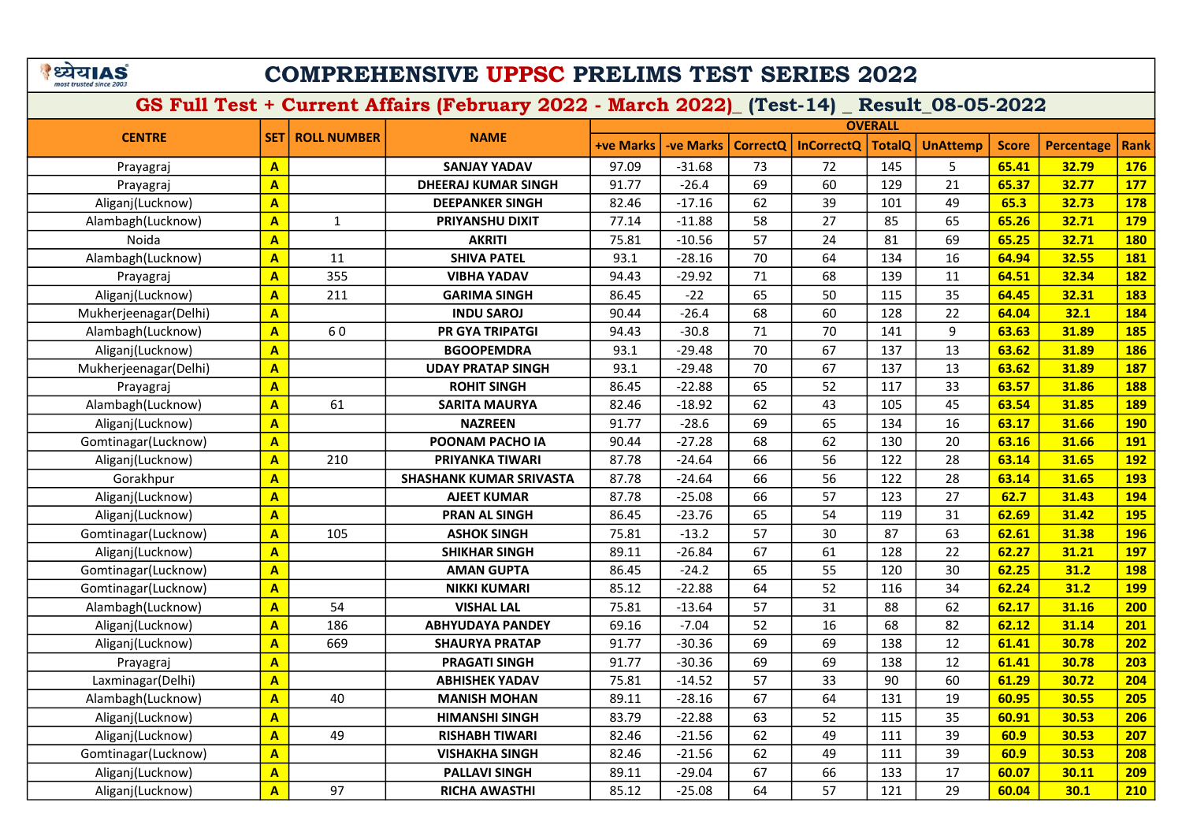# COMPREHENSIVE UPPSC PRELIMS TEST SERIES 2022

## GS Full Test + Current Affairs (February 2022 - March 2022)_ (Test-14) _ Result_08-05-2022

| CENTRE | SET | ROLL NUMBER | NAME | OVERALL | | | | | | | | |
|---|---|---|---|---|---|---|---|---|---|---|---|---|
| | | | | +ve Marks | -ve Marks | CorrectQ | InCorrectQ | TotalQ | UnAttemp | Score | Percentage | Rank |
| Prayagraj | A | | SANJAY YADAV | 97.09 | -31.68 | 73 | 72 | 145 | 5 | 65.41 | 32.79 | 176 |
| Prayagraj | A | | DHEERAJ KUMAR SINGH | 91.77 | -26.4 | 69 | 60 | 129 | 21 | 65.37 | 32.77 | 177 |
| Aliganj(Lucknow) | A | | DEEPANKER SINGH | 82.46 | -17.16 | 62 | 39 | 101 | 49 | 65.3 | 32.73 | 178 |
| Alambagh(Lucknow) | A | 1 | PRIYANSHU DIXIT | 77.14 | -11.88 | 58 | 27 | 85 | 65 | 65.26 | 32.71 | 179 |
| Noida | A | | AKRITI | 75.81 | -10.56 | 57 | 24 | 81 | 69 | 65.25 | 32.71 | 180 |
| Alambagh(Lucknow) | A | 11 | SHIVA PATEL | 93.1 | -28.16 | 70 | 64 | 134 | 16 | 64.94 | 32.55 | 181 |
| Prayagraj | A | 355 | VIBHA YADAV | 94.43 | -29.92 | 71 | 68 | 139 | 11 | 64.51 | 32.34 | 182 |
| Aliganj(Lucknow) | A | 211 | GARIMA SINGH | 86.45 | -22 | 65 | 50 | 115 | 35 | 64.45 | 32.31 | 183 |
| Mukherjeenagar(Delhi) | A | | INDU SAROJ | 90.44 | -26.4 | 68 | 60 | 128 | 22 | 64.04 | 32.1 | 184 |
| Alambagh(Lucknow) | A | 6 0 | PR GYA TRIPATGI | 94.43 | -30.8 | 71 | 70 | 141 | 9 | 63.63 | 31.89 | 185 |
| Aliganj(Lucknow) | A | | BGOOPEMDRA | 93.1 | -29.48 | 70 | 67 | 137 | 13 | 63.62 | 31.89 | 186 |
| Mukherjeenagar(Delhi) | A | | UDAY PRATAP SINGH | 93.1 | -29.48 | 70 | 67 | 137 | 13 | 63.62 | 31.89 | 187 |
| Prayagraj | A | | ROHIT SINGH | 86.45 | -22.88 | 65 | 52 | 117 | 33 | 63.57 | 31.86 | 188 |
| Alambagh(Lucknow) | A | 61 | SARITA MAURYA | 82.46 | -18.92 | 62 | 43 | 105 | 45 | 63.54 | 31.85 | 189 |
| Aliganj(Lucknow) | A | | NAZREEN | 91.77 | -28.6 | 69 | 65 | 134 | 16 | 63.17 | 31.66 | 190 |
| Gomtinagar(Lucknow) | A | | POONAM PACHO IA | 90.44 | -27.28 | 68 | 62 | 130 | 20 | 63.16 | 31.66 | 191 |
| Aliganj(Lucknow) | A | 210 | PRIYANKA TIWARI | 87.78 | -24.64 | 66 | 56 | 122 | 28 | 63.14 | 31.65 | 192 |
| Gorakhpur | A | | SHASHANK KUMAR SRIVASTA | 87.78 | -24.64 | 66 | 56 | 122 | 28 | 63.14 | 31.65 | 193 |
| Aliganj(Lucknow) | A | | AJEET KUMAR | 87.78 | -25.08 | 66 | 57 | 123 | 27 | 62.7 | 31.43 | 194 |
| Aliganj(Lucknow) | A | | PRAN AL SINGH | 86.45 | -23.76 | 65 | 54 | 119 | 31 | 62.69 | 31.42 | 195 |
| Gomtinagar(Lucknow) | A | 105 | ASHOK SINGH | 75.81 | -13.2 | 57 | 30 | 87 | 63 | 62.61 | 31.38 | 196 |
| Aliganj(Lucknow) | A | | SHIKHAR SINGH | 89.11 | -26.84 | 67 | 61 | 128 | 22 | 62.27 | 31.21 | 197 |
| Gomtinagar(Lucknow) | A | | AMAN GUPTA | 86.45 | -24.2 | 65 | 55 | 120 | 30 | 62.25 | 31.2 | 198 |
| Gomtinagar(Lucknow) | A | | NIKKI KUMARI | 85.12 | -22.88 | 64 | 52 | 116 | 34 | 62.24 | 31.2 | 199 |
| Alambagh(Lucknow) | A | 54 | VISHAL LAL | 75.81 | -13.64 | 57 | 31 | 88 | 62 | 62.17 | 31.16 | 200 |
| Aliganj(Lucknow) | A | 186 | ABHYUDAYA PANDEY | 69.16 | -7.04 | 52 | 16 | 68 | 82 | 62.12 | 31.14 | 201 |
| Aliganj(Lucknow) | A | 669 | SHAURYA PRATAP | 91.77 | -30.36 | 69 | 69 | 138 | 12 | 61.41 | 30.78 | 202 |
| Prayagraj | A | | PRAGATI SINGH | 91.77 | -30.36 | 69 | 69 | 138 | 12 | 61.41 | 30.78 | 203 |
| Laxminagar(Delhi) | A | | ABHISHEK YADAV | 75.81 | -14.52 | 57 | 33 | 90 | 60 | 61.29 | 30.72 | 204 |
| Alambagh(Lucknow) | A | 40 | MANISH MOHAN | 89.11 | -28.16 | 67 | 64 | 131 | 19 | 60.95 | 30.55 | 205 |
| Aliganj(Lucknow) | A | | HIMANSHI SINGH | 83.79 | -22.88 | 63 | 52 | 115 | 35 | 60.91 | 30.53 | 206 |
| Aliganj(Lucknow) | A | 49 | RISHABH TIWARI | 82.46 | -21.56 | 62 | 49 | 111 | 39 | 60.9 | 30.53 | 207 |
| Gomtinagar(Lucknow) | A | | VISHAKHA SINGH | 82.46 | -21.56 | 62 | 49 | 111 | 39 | 60.9 | 30.53 | 208 |
| Aliganj(Lucknow) | A | | PALLAVI SINGH | 89.11 | -29.04 | 67 | 66 | 133 | 17 | 60.07 | 30.11 | 209 |
| Aliganj(Lucknow) | A | 97 | RICHA AWASTHI | 85.12 | -25.08 | 64 | 57 | 121 | 29 | 60.04 | 30.1 | 210 |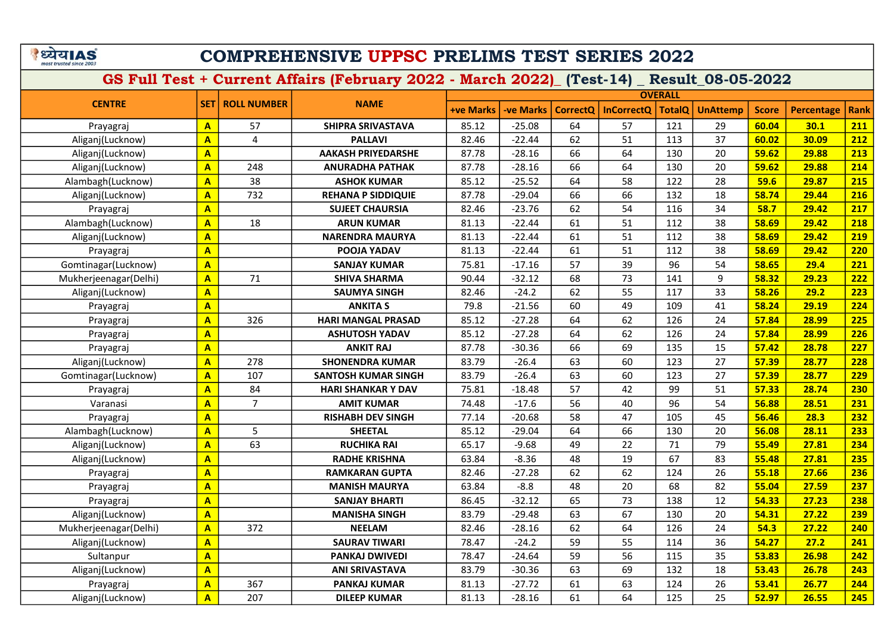# COMPREHENSIVE UPPSC PRELIMS TEST SERIES 2022

## GS Full Test + Current Affairs (February 2022 - March 2022)_ (Test-14) _ Result_08-05-2022

| CENTRE | SET | ROLL NUMBER | NAME | OVERALL | | | | | | | | |
|---|---|---|---|---|---|---|---|---|---|---|---|---|
| | | | | +ve Marks | -ve Marks | CorrectQ | InCorrectQ | TotalQ | UnAttemp | Score | Percentage | Rank |
| Prayagraj | A | 57 | SHIPRA SRIVASTAVA | 85.12 | -25.08 | 64 | 57 | 121 | 29 | 60.04 | 30.1 | 211 |
| Aliganj(Lucknow) | A | 4 | PALLAVI | 82.46 | -22.44 | 62 | 51 | 113 | 37 | 60.02 | 30.09 | 212 |
| Aliganj(Lucknow) | A | | AAKASH PRIYEDARSHE | 87.78 | -28.16 | 66 | 64 | 130 | 20 | 59.62 | 29.88 | 213 |
| Aliganj(Lucknow) | A | 248 | ANURADHA PATHAK | 87.78 | -28.16 | 66 | 64 | 130 | 20 | 59.62 | 29.88 | 214 |
| Alambagh(Lucknow) | A | 38 | ASHOK KUMAR | 85.12 | -25.52 | 64 | 58 | 122 | 28 | 59.6 | 29.87 | 215 |
| Aliganj(Lucknow) | A | 732 | REHANA P SIDDIQUIE | 87.78 | -29.04 | 66 | 66 | 132 | 18 | 58.74 | 29.44 | 216 |
| Prayagraj | A | | SUJEET CHAURSIA | 82.46 | -23.76 | 62 | 54 | 116 | 34 | 58.7 | 29.42 | 217 |
| Alambagh(Lucknow) | A | 18 | ARUN KUMAR | 81.13 | -22.44 | 61 | 51 | 112 | 38 | 58.69 | 29.42 | 218 |
| Aliganj(Lucknow) | A | | NARENDRA MAURYA | 81.13 | -22.44 | 61 | 51 | 112 | 38 | 58.69 | 29.42 | 219 |
| Prayagraj | A | | POOJA YADAV | 81.13 | -22.44 | 61 | 51 | 112 | 38 | 58.69 | 29.42 | 220 |
| Gomtinagar(Lucknow) | A | | SANJAY KUMAR | 75.81 | -17.16 | 57 | 39 | 96 | 54 | 58.65 | 29.4 | 221 |
| Mukherjeenagar(Delhi) | A | 71 | SHIVA SHARMA | 90.44 | -32.12 | 68 | 73 | 141 | 9 | 58.32 | 29.23 | 222 |
| Aliganj(Lucknow) | A | | SAUMYA SINGH | 82.46 | -24.2 | 62 | 55 | 117 | 33 | 58.26 | 29.2 | 223 |
| Prayagraj | A | | ANKITA S | 79.8 | -21.56 | 60 | 49 | 109 | 41 | 58.24 | 29.19 | 224 |
| Prayagraj | A | 326 | HARI MANGAL PRASAD | 85.12 | -27.28 | 64 | 62 | 126 | 24 | 57.84 | 28.99 | 225 |
| Prayagraj | A | | ASHUTOSH YADAV | 85.12 | -27.28 | 64 | 62 | 126 | 24 | 57.84 | 28.99 | 226 |
| Prayagraj | A | | ANKIT RAJ | 87.78 | -30.36 | 66 | 69 | 135 | 15 | 57.42 | 28.78 | 227 |
| Aliganj(Lucknow) | A | 278 | SHONENDRA KUMAR | 83.79 | -26.4 | 63 | 60 | 123 | 27 | 57.39 | 28.77 | 228 |
| Gomtinagar(Lucknow) | A | 107 | SANTOSH KUMAR SINGH | 83.79 | -26.4 | 63 | 60 | 123 | 27 | 57.39 | 28.77 | 229 |
| Prayagraj | A | 84 | HARI SHANKAR Y DAV | 75.81 | -18.48 | 57 | 42 | 99 | 51 | 57.33 | 28.74 | 230 |
| Varanasi | A | 7 | AMIT KUMAR | 74.48 | -17.6 | 56 | 40 | 96 | 54 | 56.88 | 28.51 | 231 |
| Prayagraj | A | | RISHABH DEV SINGH | 77.14 | -20.68 | 58 | 47 | 105 | 45 | 56.46 | 28.3 | 232 |
| Alambagh(Lucknow) | A | 5 | SHEETAL | 85.12 | -29.04 | 64 | 66 | 130 | 20 | 56.08 | 28.11 | 233 |
| Aliganj(Lucknow) | A | 63 | RUCHIKA RAI | 65.17 | -9.68 | 49 | 22 | 71 | 79 | 55.49 | 27.81 | 234 |
| Aliganj(Lucknow) | A | | RADHE KRISHNA | 63.84 | -8.36 | 48 | 19 | 67 | 83 | 55.48 | 27.81 | 235 |
| Prayagraj | A | | RAMKARAN GUPTA | 82.46 | -27.28 | 62 | 62 | 124 | 26 | 55.18 | 27.66 | 236 |
| Prayagraj | A | | MANISH MAURYA | 63.84 | -8.8 | 48 | 20 | 68 | 82 | 55.04 | 27.59 | 237 |
| Prayagraj | A | | SANJAY BHARTI | 86.45 | -32.12 | 65 | 73 | 138 | 12 | 54.33 | 27.23 | 238 |
| Aliganj(Lucknow) | A | | MANISHA SINGH | 83.79 | -29.48 | 63 | 67 | 130 | 20 | 54.31 | 27.22 | 239 |
| Mukherjeenagar(Delhi) | A | 372 | NEELAM | 82.46 | -28.16 | 62 | 64 | 126 | 24 | 54.3 | 27.22 | 240 |
| Aliganj(Lucknow) | A | | SAURAV TIWARI | 78.47 | -24.2 | 59 | 55 | 114 | 36 | 54.27 | 27.2 | 241 |
| Sultanpur | A | | PANKAJ DWIVEDI | 78.47 | -24.64 | 59 | 56 | 115 | 35 | 53.83 | 26.98 | 242 |
| Aliganj(Lucknow) | A | | ANI SRIVASTAVA | 83.79 | -30.36 | 63 | 69 | 132 | 18 | 53.43 | 26.78 | 243 |
| Prayagraj | A | 367 | PANKAJ KUMAR | 81.13 | -27.72 | 61 | 63 | 124 | 26 | 53.41 | 26.77 | 244 |
| Aliganj(Lucknow) | A | 207 | DILEEP KUMAR | 81.13 | -28.16 | 61 | 64 | 125 | 25 | 52.97 | 26.55 | 245 |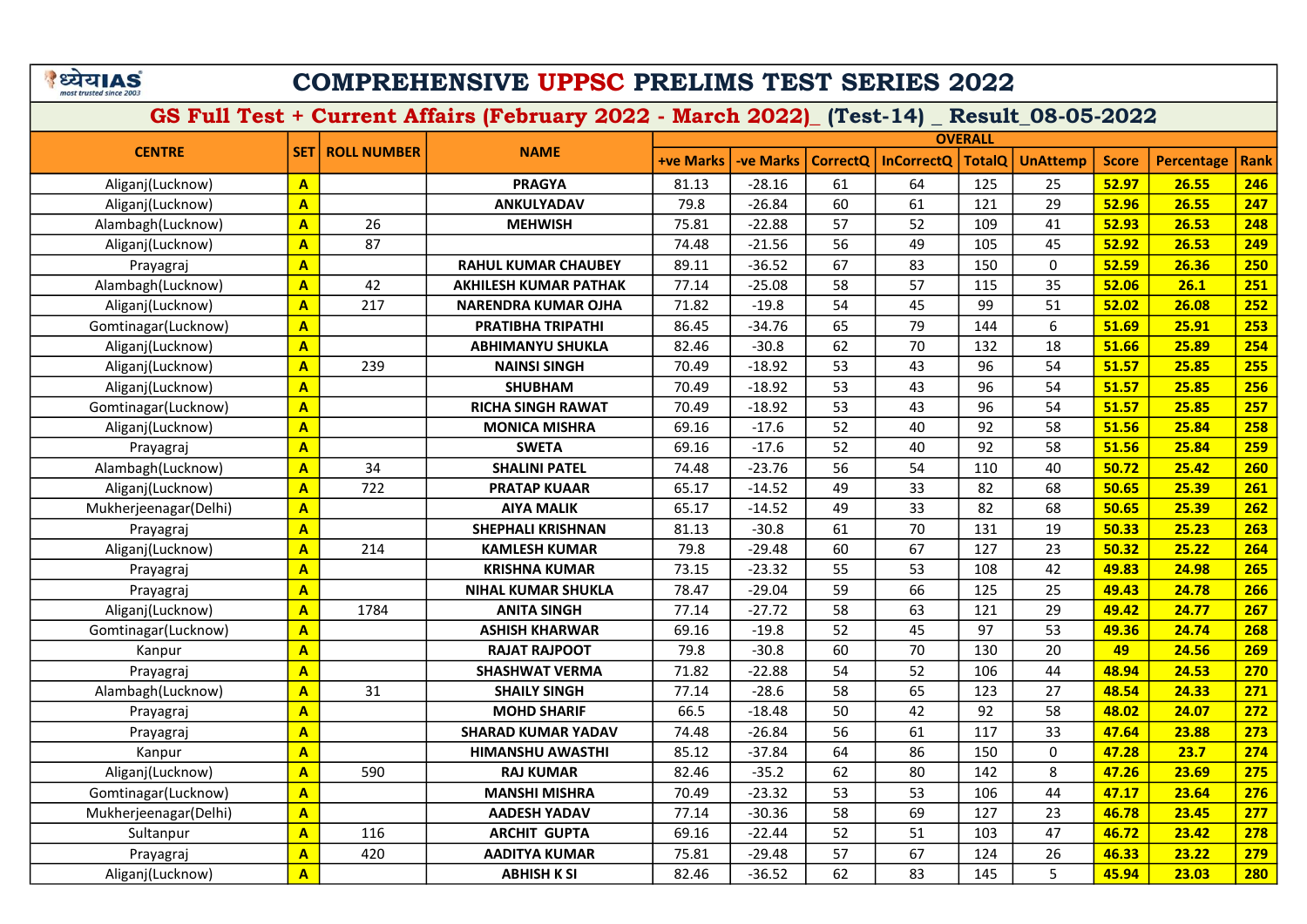# COMPREHENSIVE UPPSC PRELIMS TEST SERIES 2022

## GS Full Test + Current Affairs (February 2022 - March 2022)_ (Test-14) _ Result_08-05-2022

| CENTRE | SET | ROLL NUMBER | NAME | OVERALL | | | | | | | | |
|---|---|---|---|---|---|---|---|---|---|---|---|---|
| | | | | +ve Marks | -ve Marks | CorrectQ | InCorrectQ | TotalQ | UnAttemp | Score | Percentage | Rank |
| Aliganj(Lucknow) | A | | PRAGYA | 81.13 | -28.16 | 61 | 64 | 125 | 25 | 52.97 | 26.55 | 246 |
| Aliganj(Lucknow) | A | | ANKULYADAV | 79.8 | -26.84 | 60 | 61 | 121 | 29 | 52.96 | 26.55 | 247 |
| Alambagh(Lucknow) | A | 26 | MEHWISH | 75.81 | -22.88 | 57 | 52 | 109 | 41 | 52.93 | 26.53 | 248 |
| Aliganj(Lucknow) | A | 87 | | 74.48 | -21.56 | 56 | 49 | 105 | 45 | 52.92 | 26.53 | 249 |
| Prayagraj | A | | RAHUL KUMAR CHAUBEY | 89.11 | -36.52 | 67 | 83 | 150 | 0 | 52.59 | 26.36 | 250 |
| Alambagh(Lucknow) | A | 42 | AKHILESH KUMAR PATHAK | 77.14 | -25.08 | 58 | 57 | 115 | 35 | 52.06 | 26.1 | 251 |
| Aliganj(Lucknow) | A | 217 | NARENDRA KUMAR OJHA | 71.82 | -19.8 | 54 | 45 | 99 | 51 | 52.02 | 26.08 | 252 |
| Gomtinagar(Lucknow) | A | | PRATIBHA TRIPATHI | 86.45 | -34.76 | 65 | 79 | 144 | 6 | 51.69 | 25.91 | 253 |
| Aliganj(Lucknow) | A | | ABHIMANYU SHUKLA | 82.46 | -30.8 | 62 | 70 | 132 | 18 | 51.66 | 25.89 | 254 |
| Aliganj(Lucknow) | A | 239 | NAINSI SINGH | 70.49 | -18.92 | 53 | 43 | 96 | 54 | 51.57 | 25.85 | 255 |
| Aliganj(Lucknow) | A | | SHUBHAM | 70.49 | -18.92 | 53 | 43 | 96 | 54 | 51.57 | 25.85 | 256 |
| Gomtinagar(Lucknow) | A | | RICHA SINGH RAWAT | 70.49 | -18.92 | 53 | 43 | 96 | 54 | 51.57 | 25.85 | 257 |
| Aliganj(Lucknow) | A | | MONICA MISHRA | 69.16 | -17.6 | 52 | 40 | 92 | 58 | 51.56 | 25.84 | 258 |
| Prayagraj | A | | SWETA | 69.16 | -17.6 | 52 | 40 | 92 | 58 | 51.56 | 25.84 | 259 |
| Alambagh(Lucknow) | A | 34 | SHALINI PATEL | 74.48 | -23.76 | 56 | 54 | 110 | 40 | 50.72 | 25.42 | 260 |
| Aliganj(Lucknow) | A | 722 | PRATAP KUAAR | 65.17 | -14.52 | 49 | 33 | 82 | 68 | 50.65 | 25.39 | 261 |
| Mukherjeenagar(Delhi) | A | | AIYA MALIK | 65.17 | -14.52 | 49 | 33 | 82 | 68 | 50.65 | 25.39 | 262 |
| Prayagraj | A | | SHEPHALI KRISHNAN | 81.13 | -30.8 | 61 | 70 | 131 | 19 | 50.33 | 25.23 | 263 |
| Aliganj(Lucknow) | A | 214 | KAMLESH KUMAR | 79.8 | -29.48 | 60 | 67 | 127 | 23 | 50.32 | 25.22 | 264 |
| Prayagraj | A | | KRISHNA KUMAR | 73.15 | -23.32 | 55 | 53 | 108 | 42 | 49.83 | 24.98 | 265 |
| Prayagraj | A | | NIHAL KUMAR SHUKLA | 78.47 | -29.04 | 59 | 66 | 125 | 25 | 49.43 | 24.78 | 266 |
| Aliganj(Lucknow) | A | 1784 | ANITA SINGH | 77.14 | -27.72 | 58 | 63 | 121 | 29 | 49.42 | 24.77 | 267 |
| Gomtinagar(Lucknow) | A | | ASHISH KHARWAR | 69.16 | -19.8 | 52 | 45 | 97 | 53 | 49.36 | 24.74 | 268 |
| Kanpur | A | | RAJAT RAJPOOT | 79.8 | -30.8 | 60 | 70 | 130 | 20 | 49 | 24.56 | 269 |
| Prayagraj | A | | SHASHWAT VERMA | 71.82 | -22.88 | 54 | 52 | 106 | 44 | 48.94 | 24.53 | 270 |
| Alambagh(Lucknow) | A | 31 | SHAILY SINGH | 77.14 | -28.6 | 58 | 65 | 123 | 27 | 48.54 | 24.33 | 271 |
| Prayagraj | A | | MOHD SHARIF | 66.5 | -18.48 | 50 | 42 | 92 | 58 | 48.02 | 24.07 | 272 |
| Prayagraj | A | | SHARAD KUMAR YADAV | 74.48 | -26.84 | 56 | 61 | 117 | 33 | 47.64 | 23.88 | 273 |
| Kanpur | A | | HIMANSHU AWASTHI | 85.12 | -37.84 | 64 | 86 | 150 | 0 | 47.28 | 23.7 | 274 |
| Aliganj(Lucknow) | A | 590 | RAJ KUMAR | 82.46 | -35.2 | 62 | 80 | 142 | 8 | 47.26 | 23.69 | 275 |
| Gomtinagar(Lucknow) | A | | MANSHI MISHRA | 70.49 | -23.32 | 53 | 53 | 106 | 44 | 47.17 | 23.64 | 276 |
| Mukherjeenagar(Delhi) | A | | AADESH YADAV | 77.14 | -30.36 | 58 | 69 | 127 | 23 | 46.78 | 23.45 | 277 |
| Sultanpur | A | 116 | ARCHIT GUPTA | 69.16 | -22.44 | 52 | 51 | 103 | 47 | 46.72 | 23.42 | 278 |
| Prayagraj | A | 420 | AADITYA KUMAR | 75.81 | -29.48 | 57 | 67 | 124 | 26 | 46.33 | 23.22 | 279 |
| Aliganj(Lucknow) | A | | ABHISH K SI | 82.46 | -36.52 | 62 | 83 | 145 | 5 | 45.94 | 23.03 | 280 |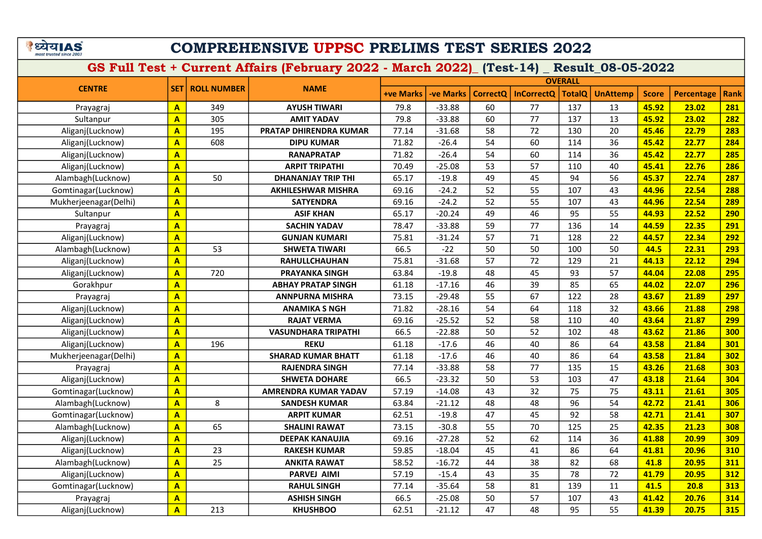# COMPREHENSIVE UPPSC PRELIMS TEST SERIES 2022

## GS Full Test + Current Affairs (February 2022 - March 2022)_ (Test-14) _ Result_08-05-2022

| CENTRE | SET | ROLL NUMBER | NAME | OVERALL | | | | | | | | |
|---|---|---|---|---|---|---|---|---|---|---|---|---|
| | | | | +ve Marks | -ve Marks | CorrectQ | InCorrectQ | TotalQ | UnAttemp | Score | Percentage | Rank |
| Prayagraj | A | 349 | AYUSH TIWARI | 79.8 | -33.88 | 60 | 77 | 137 | 13 | 45.92 | 23.02 | 281 |
| Sultanpur | A | 305 | AMIT YADAV | 79.8 | -33.88 | 60 | 77 | 137 | 13 | 45.92 | 23.02 | 282 |
| Aliganj(Lucknow) | A | 195 | PRATAP DHIRENDRA KUMAR | 77.14 | -31.68 | 58 | 72 | 130 | 20 | 45.46 | 22.79 | 283 |
| Aliganj(Lucknow) | A | 608 | DIPU KUMAR | 71.82 | -26.4 | 54 | 60 | 114 | 36 | 45.42 | 22.77 | 284 |
| Aliganj(Lucknow) | A | | RANAPRATAP | 71.82 | -26.4 | 54 | 60 | 114 | 36 | 45.42 | 22.77 | 285 |
| Aliganj(Lucknow) | A | | ARPIT TRIPATHI | 70.49 | -25.08 | 53 | 57 | 110 | 40 | 45.41 | 22.76 | 286 |
| Alambagh(Lucknow) | A | 50 | DHANANJAY TRIP THI | 65.17 | -19.8 | 49 | 45 | 94 | 56 | 45.37 | 22.74 | 287 |
| Gomtinagar(Lucknow) | A | | AKHILESHWAR MISHRA | 69.16 | -24.2 | 52 | 55 | 107 | 43 | 44.96 | 22.54 | 288 |
| Mukherjeenagar(Delhi) | A | | SATYENDRA | 69.16 | -24.2 | 52 | 55 | 107 | 43 | 44.96 | 22.54 | 289 |
| Sultanpur | A | | ASIF KHAN | 65.17 | -20.24 | 49 | 46 | 95 | 55 | 44.93 | 22.52 | 290 |
| Prayagraj | A | | SACHIN YADAV | 78.47 | -33.88 | 59 | 77 | 136 | 14 | 44.59 | 22.35 | 291 |
| Aliganj(Lucknow) | A | | GUNJAN KUMARI | 75.81 | -31.24 | 57 | 71 | 128 | 22 | 44.57 | 22.34 | 292 |
| Alambagh(Lucknow) | A | 53 | SHWETA TIWARI | 66.5 | -22 | 50 | 50 | 100 | 50 | 44.5 | 22.31 | 293 |
| Aliganj(Lucknow) | A | | RAHULLCHAUHAN | 75.81 | -31.68 | 57 | 72 | 129 | 21 | 44.13 | 22.12 | 294 |
| Aliganj(Lucknow) | A | 720 | PRAYANKA SINGH | 63.84 | -19.8 | 48 | 45 | 93 | 57 | 44.04 | 22.08 | 295 |
| Gorakhpur | A | | ABHAY PRATAP SINGH | 61.18 | -17.16 | 46 | 39 | 85 | 65 | 44.02 | 22.07 | 296 |
| Prayagraj | A | | ANNPURNA MISHRA | 73.15 | -29.48 | 55 | 67 | 122 | 28 | 43.67 | 21.89 | 297 |
| Aliganj(Lucknow) | A | | ANAMIKA S NGH | 71.82 | -28.16 | 54 | 64 | 118 | 32 | 43.66 | 21.88 | 298 |
| Aliganj(Lucknow) | A | | RAJAT VERMA | 69.16 | -25.52 | 52 | 58 | 110 | 40 | 43.64 | 21.87 | 299 |
| Aliganj(Lucknow) | A | | VASUNDHARA TRIPATHI | 66.5 | -22.88 | 50 | 52 | 102 | 48 | 43.62 | 21.86 | 300 |
| Aliganj(Lucknow) | A | 196 | REKU | 61.18 | -17.6 | 46 | 40 | 86 | 64 | 43.58 | 21.84 | 301 |
| Mukherjeenagar(Delhi) | A | | SHARAD KUMAR BHATT | 61.18 | -17.6 | 46 | 40 | 86 | 64 | 43.58 | 21.84 | 302 |
| Prayagraj | A | | RAJENDRA SINGH | 77.14 | -33.88 | 58 | 77 | 135 | 15 | 43.26 | 21.68 | 303 |
| Aliganj(Lucknow) | A | | SHWETA DOHARE | 66.5 | -23.32 | 50 | 53 | 103 | 47 | 43.18 | 21.64 | 304 |
| Gomtinagar(Lucknow) | A | | AMRENDRA KUMAR YADAV | 57.19 | -14.08 | 43 | 32 | 75 | 75 | 43.11 | 21.61 | 305 |
| Alambagh(Lucknow) | A | 8 | SANDESH KUMAR | 63.84 | -21.12 | 48 | 48 | 96 | 54 | 42.72 | 21.41 | 306 |
| Gomtinagar(Lucknow) | A | | ARPIT KUMAR | 62.51 | -19.8 | 47 | 45 | 92 | 58 | 42.71 | 21.41 | 307 |
| Alambagh(Lucknow) | A | 65 | SHALINI RAWAT | 73.15 | -30.8 | 55 | 70 | 125 | 25 | 42.35 | 21.23 | 308 |
| Aliganj(Lucknow) | A | | DEEPAK KANAUJIA | 69.16 | -27.28 | 52 | 62 | 114 | 36 | 41.88 | 20.99 | 309 |
| Aliganj(Lucknow) | A | 23 | RAKESH KUMAR | 59.85 | -18.04 | 45 | 41 | 86 | 64 | 41.81 | 20.96 | 310 |
| Alambagh(Lucknow) | A | 25 | ANKITA RAWAT | 58.52 | -16.72 | 44 | 38 | 82 | 68 | 41.8 | 20.95 | 311 |
| Aliganj(Lucknow) | A | | PARVEJ AIMI | 57.19 | -15.4 | 43 | 35 | 78 | 72 | 41.79 | 20.95 | 312 |
| Gomtinagar(Lucknow) | A | | RAHUL SINGH | 77.14 | -35.64 | 58 | 81 | 139 | 11 | 41.5 | 20.8 | 313 |
| Prayagraj | A | | ASHISH SINGH | 66.5 | -25.08 | 50 | 57 | 107 | 43 | 41.42 | 20.76 | 314 |
| Aliganj(Lucknow) | A | 213 | KHUSHBOO | 62.51 | -21.12 | 47 | 48 | 95 | 55 | 41.39 | 20.75 | 315 |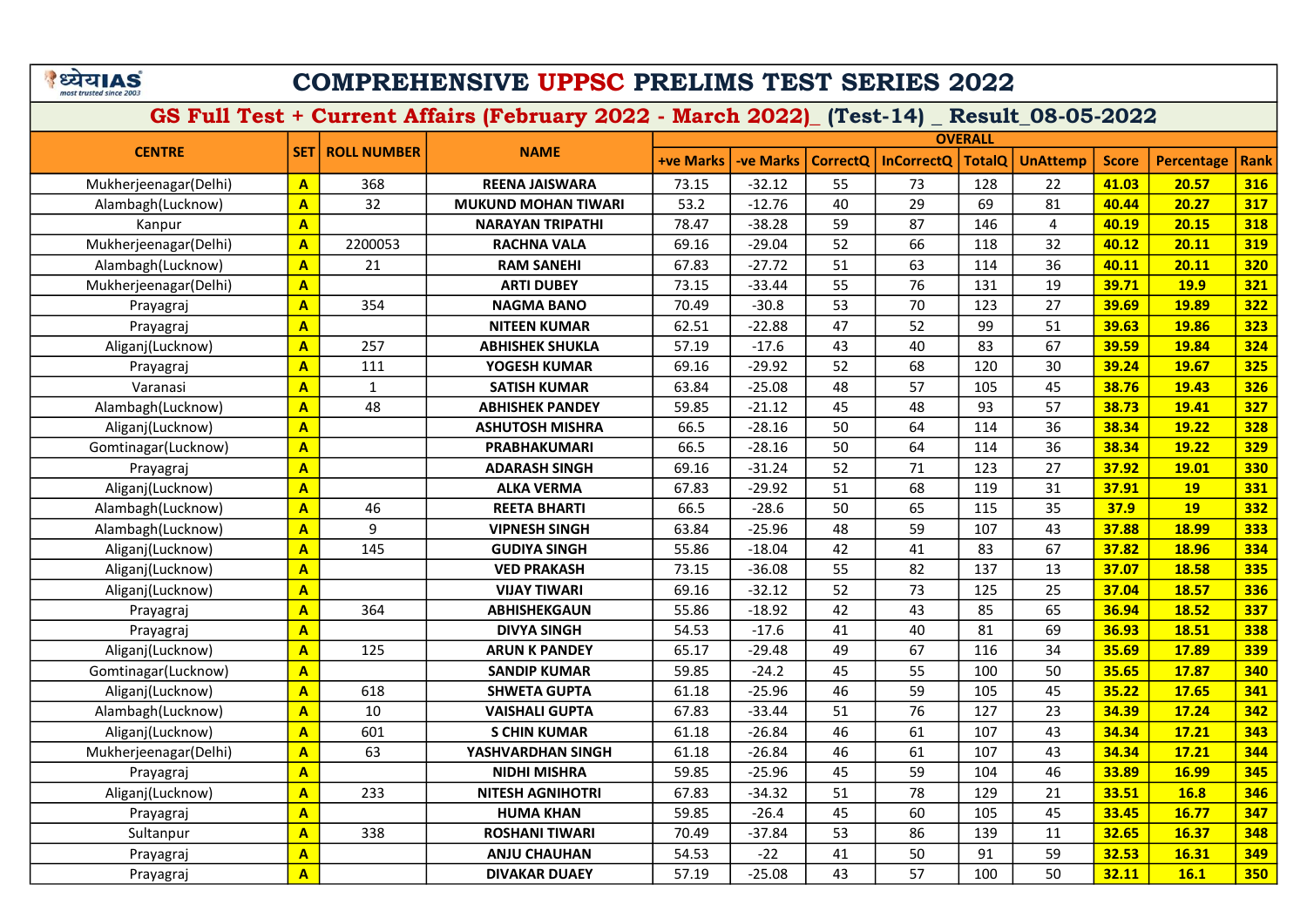# COMPREHENSIVE UPPSC PRELIMS TEST SERIES 2022

## GS Full Test + Current Affairs (February 2022 - March 2022)_ (Test-14) _ Result_08-05-2022

| CENTRE | SET | ROLL NUMBER | NAME | OVERALL | | | | | | | | |
|---|---|---|---|---|---|---|---|---|---|---|---|---|
| | | | | +ve Marks | -ve Marks | CorrectQ | InCorrectQ | TotalQ | UnAttemp | Score | Percentage | Rank |
| Mukherjeenagar(Delhi) | A | 368 | REENA JAISWARA | 73.15 | -32.12 | 55 | 73 | 128 | 22 | 41.03 | 20.57 | 316 |
| Alambagh(Lucknow) | A | 32 | MUKUND MOHAN TIWARI | 53.2 | -12.76 | 40 | 29 | 69 | 81 | 40.44 | 20.27 | 317 |
| Kanpur | A | | NARAYAN TRIPATHI | 78.47 | -38.28 | 59 | 87 | 146 | 4 | 40.19 | 20.15 | 318 |
| Mukherjeenagar(Delhi) | A | 2200053 | RACHNA VALA | 69.16 | -29.04 | 52 | 66 | 118 | 32 | 40.12 | 20.11 | 319 |
| Alambagh(Lucknow) | A | 21 | RAM SANEHI | 67.83 | -27.72 | 51 | 63 | 114 | 36 | 40.11 | 20.11 | 320 |
| Mukherjeenagar(Delhi) | A | | ARTI DUBEY | 73.15 | -33.44 | 55 | 76 | 131 | 19 | 39.71 | 19.9 | 321 |
| Prayagraj | A | 354 | NAGMA BANO | 70.49 | -30.8 | 53 | 70 | 123 | 27 | 39.69 | 19.89 | 322 |
| Prayagraj | A | | NITEEN KUMAR | 62.51 | -22.88 | 47 | 52 | 99 | 51 | 39.63 | 19.86 | 323 |
| Aliganj(Lucknow) | A | 257 | ABHISHEK SHUKLA | 57.19 | -17.6 | 43 | 40 | 83 | 67 | 39.59 | 19.84 | 324 |
| Prayagraj | A | 111 | YOGESH KUMAR | 69.16 | -29.92 | 52 | 68 | 120 | 30 | 39.24 | 19.67 | 325 |
| Varanasi | A | 1 | SATISH KUMAR | 63.84 | -25.08 | 48 | 57 | 105 | 45 | 38.76 | 19.43 | 326 |
| Alambagh(Lucknow) | A | 48 | ABHISHEK PANDEY | 59.85 | -21.12 | 45 | 48 | 93 | 57 | 38.73 | 19.41 | 327 |
| Aliganj(Lucknow) | A | | ASHUTOSH MISHRA | 66.5 | -28.16 | 50 | 64 | 114 | 36 | 38.34 | 19.22 | 328 |
| Gomtinagar(Lucknow) | A | | PRABHAKUMARI | 66.5 | -28.16 | 50 | 64 | 114 | 36 | 38.34 | 19.22 | 329 |
| Prayagraj | A | | ADARASH SINGH | 69.16 | -31.24 | 52 | 71 | 123 | 27 | 37.92 | 19.01 | 330 |
| Aliganj(Lucknow) | A | | ALKA VERMA | 67.83 | -29.92 | 51 | 68 | 119 | 31 | 37.91 | 19 | 331 |
| Alambagh(Lucknow) | A | 46 | REETA BHARTI | 66.5 | -28.6 | 50 | 65 | 115 | 35 | 37.9 | 19 | 332 |
| Alambagh(Lucknow) | A | 9 | VIPNESH SINGH | 63.84 | -25.96 | 48 | 59 | 107 | 43 | 37.88 | 18.99 | 333 |
| Aliganj(Lucknow) | A | 145 | GUDIYA SINGH | 55.86 | -18.04 | 42 | 41 | 83 | 67 | 37.82 | 18.96 | 334 |
| Aliganj(Lucknow) | A | | VED PRAKASH | 73.15 | -36.08 | 55 | 82 | 137 | 13 | 37.07 | 18.58 | 335 |
| Aliganj(Lucknow) | A | | VIJAY TIWARI | 69.16 | -32.12 | 52 | 73 | 125 | 25 | 37.04 | 18.57 | 336 |
| Prayagraj | A | 364 | ABHISHEKGAUN | 55.86 | -18.92 | 42 | 43 | 85 | 65 | 36.94 | 18.52 | 337 |
| Prayagraj | A | | DIVYA SINGH | 54.53 | -17.6 | 41 | 40 | 81 | 69 | 36.93 | 18.51 | 338 |
| Aliganj(Lucknow) | A | 125 | ARUN K PANDEY | 65.17 | -29.48 | 49 | 67 | 116 | 34 | 35.69 | 17.89 | 339 |
| Gomtinagar(Lucknow) | A | | SANDIP KUMAR | 59.85 | -24.2 | 45 | 55 | 100 | 50 | 35.65 | 17.87 | 340 |
| Aliganj(Lucknow) | A | 618 | SHWETA GUPTA | 61.18 | -25.96 | 46 | 59 | 105 | 45 | 35.22 | 17.65 | 341 |
| Alambagh(Lucknow) | A | 10 | VAISHALI GUPTA | 67.83 | -33.44 | 51 | 76 | 127 | 23 | 34.39 | 17.24 | 342 |
| Aliganj(Lucknow) | A | 601 | S CHIN KUMAR | 61.18 | -26.84 | 46 | 61 | 107 | 43 | 34.34 | 17.21 | 343 |
| Mukherjeenagar(Delhi) | A | 63 | YASHVARDHAN SINGH | 61.18 | -26.84 | 46 | 61 | 107 | 43 | 34.34 | 17.21 | 344 |
| Prayagraj | A | | NIDHI MISHRA | 59.85 | -25.96 | 45 | 59 | 104 | 46 | 33.89 | 16.99 | 345 |
| Aliganj(Lucknow) | A | 233 | NITESH AGNIHOTRI | 67.83 | -34.32 | 51 | 78 | 129 | 21 | 33.51 | 16.8 | 346 |
| Prayagraj | A | | HUMA KHAN | 59.85 | -26.4 | 45 | 60 | 105 | 45 | 33.45 | 16.77 | 347 |
| Sultanpur | A | 338 | ROSHANI TIWARI | 70.49 | -37.84 | 53 | 86 | 139 | 11 | 32.65 | 16.37 | 348 |
| Prayagraj | A | | ANJU CHAUHAN | 54.53 | -22 | 41 | 50 | 91 | 59 | 32.53 | 16.31 | 349 |
| Prayagraj | A | | DIVAKAR DUAEY | 57.19 | -25.08 | 43 | 57 | 100 | 50 | 32.11 | 16.1 | 350 |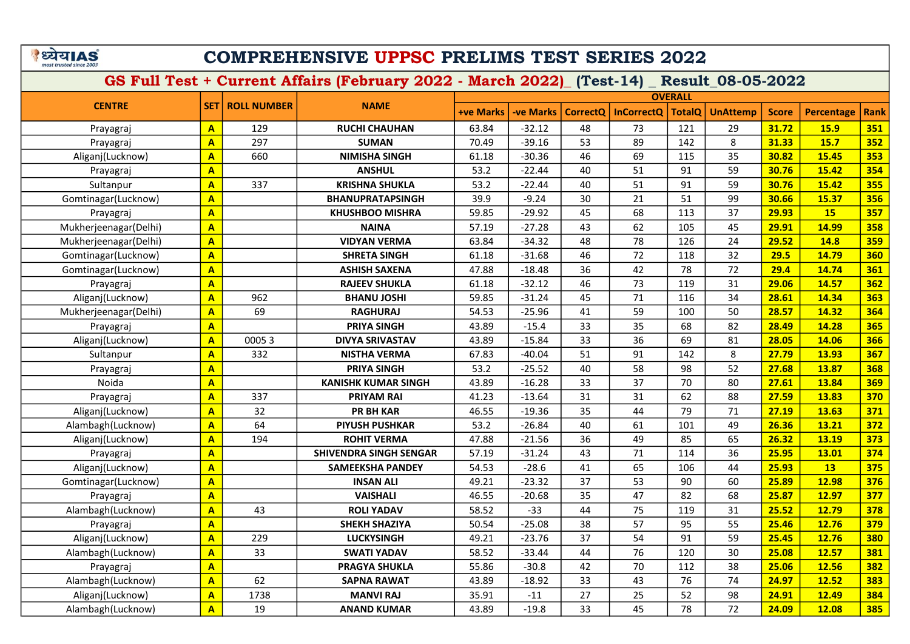# COMPREHENSIVE UPPSC PRELIMS TEST SERIES 2022

## GS Full Test + Current Affairs (February 2022 - March 2022)_ (Test-14) _ Result_08-05-2022

| CENTRE | SET | ROLL NUMBER | NAME | OVERALL | | | | | | | | |
|---|---|---|---|---|---|---|---|---|---|---|---|---|
| | | | | +ve Marks | -ve Marks | CorrectQ | InCorrectQ | TotalQ | UnAttemp | Score | Percentage | Rank |
| Prayagraj | A | 129 | RUCHI CHAUHAN | 63.84 | -32.12 | 48 | 73 | 121 | 29 | 31.72 | 15.9 | 351 |
| Prayagraj | A | 297 | SUMAN | 70.49 | -39.16 | 53 | 89 | 142 | 8 | 31.33 | 15.7 | 352 |
| Aliganj(Lucknow) | A | 660 | NIMISHA SINGH | 61.18 | -30.36 | 46 | 69 | 115 | 35 | 30.82 | 15.45 | 353 |
| Prayagraj | A | | ANSHUL | 53.2 | -22.44 | 40 | 51 | 91 | 59 | 30.76 | 15.42 | 354 |
| Sultanpur | A | 337 | KRISHNA SHUKLA | 53.2 | -22.44 | 40 | 51 | 91 | 59 | 30.76 | 15.42 | 355 |
| Gomtinagar(Lucknow) | A | | BHANUPRATAPSINGH | 39.9 | -9.24 | 30 | 21 | 51 | 99 | 30.66 | 15.37 | 356 |
| Prayagraj | A | | KHUSHBOO MISHRA | 59.85 | -29.92 | 45 | 68 | 113 | 37 | 29.93 | 15 | 357 |
| Mukherjeenagar(Delhi) | A | | NAINA | 57.19 | -27.28 | 43 | 62 | 105 | 45 | 29.91 | 14.99 | 358 |
| Mukherjeenagar(Delhi) | A | | VIDYAN VERMA | 63.84 | -34.32 | 48 | 78 | 126 | 24 | 29.52 | 14.8 | 359 |
| Gomtinagar(Lucknow) | A | | SHRETA SINGH | 61.18 | -31.68 | 46 | 72 | 118 | 32 | 29.5 | 14.79 | 360 |
| Gomtinagar(Lucknow) | A | | ASHISH SAXENA | 47.88 | -18.48 | 36 | 42 | 78 | 72 | 29.4 | 14.74 | 361 |
| Prayagraj | A | | RAJEEV SHUKLA | 61.18 | -32.12 | 46 | 73 | 119 | 31 | 29.06 | 14.57 | 362 |
| Aliganj(Lucknow) | A | 962 | BHANU JOSHI | 59.85 | -31.24 | 45 | 71 | 116 | 34 | 28.61 | 14.34 | 363 |
| Mukherjeenagar(Delhi) | A | 69 | RAGHURAJ | 54.53 | -25.96 | 41 | 59 | 100 | 50 | 28.57 | 14.32 | 364 |
| Prayagraj | A | | PRIYA SINGH | 43.89 | -15.4 | 33 | 35 | 68 | 82 | 28.49 | 14.28 | 365 |
| Aliganj(Lucknow) | A | 0005 3 | DIVYA SRIVASTAV | 43.89 | -15.84 | 33 | 36 | 69 | 81 | 28.05 | 14.06 | 366 |
| Sultanpur | A | 332 | NISTHA VERMA | 67.83 | -40.04 | 51 | 91 | 142 | 8 | 27.79 | 13.93 | 367 |
| Prayagraj | A | | PRIYA SINGH | 53.2 | -25.52 | 40 | 58 | 98 | 52 | 27.68 | 13.87 | 368 |
| Noida | A | | KANISHK KUMAR SINGH | 43.89 | -16.28 | 33 | 37 | 70 | 80 | 27.61 | 13.84 | 369 |
| Prayagraj | A | 337 | PRIYAM RAI | 41.23 | -13.64 | 31 | 31 | 62 | 88 | 27.59 | 13.83 | 370 |
| Aliganj(Lucknow) | A | 32 | PR BH KAR | 46.55 | -19.36 | 35 | 44 | 79 | 71 | 27.19 | 13.63 | 371 |
| Alambagh(Lucknow) | A | 64 | PIYUSH PUSHKAR | 53.2 | -26.84 | 40 | 61 | 101 | 49 | 26.36 | 13.21 | 372 |
| Aliganj(Lucknow) | A | 194 | ROHIT VERMA | 47.88 | -21.56 | 36 | 49 | 85 | 65 | 26.32 | 13.19 | 373 |
| Prayagraj | A | | SHIVENDRA SINGH SENGAR | 57.19 | -31.24 | 43 | 71 | 114 | 36 | 25.95 | 13.01 | 374 |
| Aliganj(Lucknow) | A | | SAMEEKSHA PANDEY | 54.53 | -28.6 | 41 | 65 | 106 | 44 | 25.93 | 13 | 375 |
| Gomtinagar(Lucknow) | A | | INSAN ALI | 49.21 | -23.32 | 37 | 53 | 90 | 60 | 25.89 | 12.98 | 376 |
| Prayagraj | A | | VAISHALI | 46.55 | -20.68 | 35 | 47 | 82 | 68 | 25.87 | 12.97 | 377 |
| Alambagh(Lucknow) | A | 43 | ROLI YADAV | 58.52 | -33 | 44 | 75 | 119 | 31 | 25.52 | 12.79 | 378 |
| Prayagraj | A | | SHEKH SHAZIYA | 50.54 | -25.08 | 38 | 57 | 95 | 55 | 25.46 | 12.76 | 379 |
| Aliganj(Lucknow) | A | 229 | LUCKYSINGH | 49.21 | -23.76 | 37 | 54 | 91 | 59 | 25.45 | 12.76 | 380 |
| Alambagh(Lucknow) | A | 33 | SWATI YADAV | 58.52 | -33.44 | 44 | 76 | 120 | 30 | 25.08 | 12.57 | 381 |
| Prayagraj | A | | PRAGYA SHUKLA | 55.86 | -30.8 | 42 | 70 | 112 | 38 | 25.06 | 12.56 | 382 |
| Alambagh(Lucknow) | A | 62 | SAPNA RAWAT | 43.89 | -18.92 | 33 | 43 | 76 | 74 | 24.97 | 12.52 | 383 |
| Aliganj(Lucknow) | A | 1738 | MANVI RAJ | 35.91 | -11 | 27 | 25 | 52 | 98 | 24.91 | 12.49 | 384 |
| Alambagh(Lucknow) | A | 19 | ANAND KUMAR | 43.89 | -19.8 | 33 | 45 | 78 | 72 | 24.09 | 12.08 | 385 |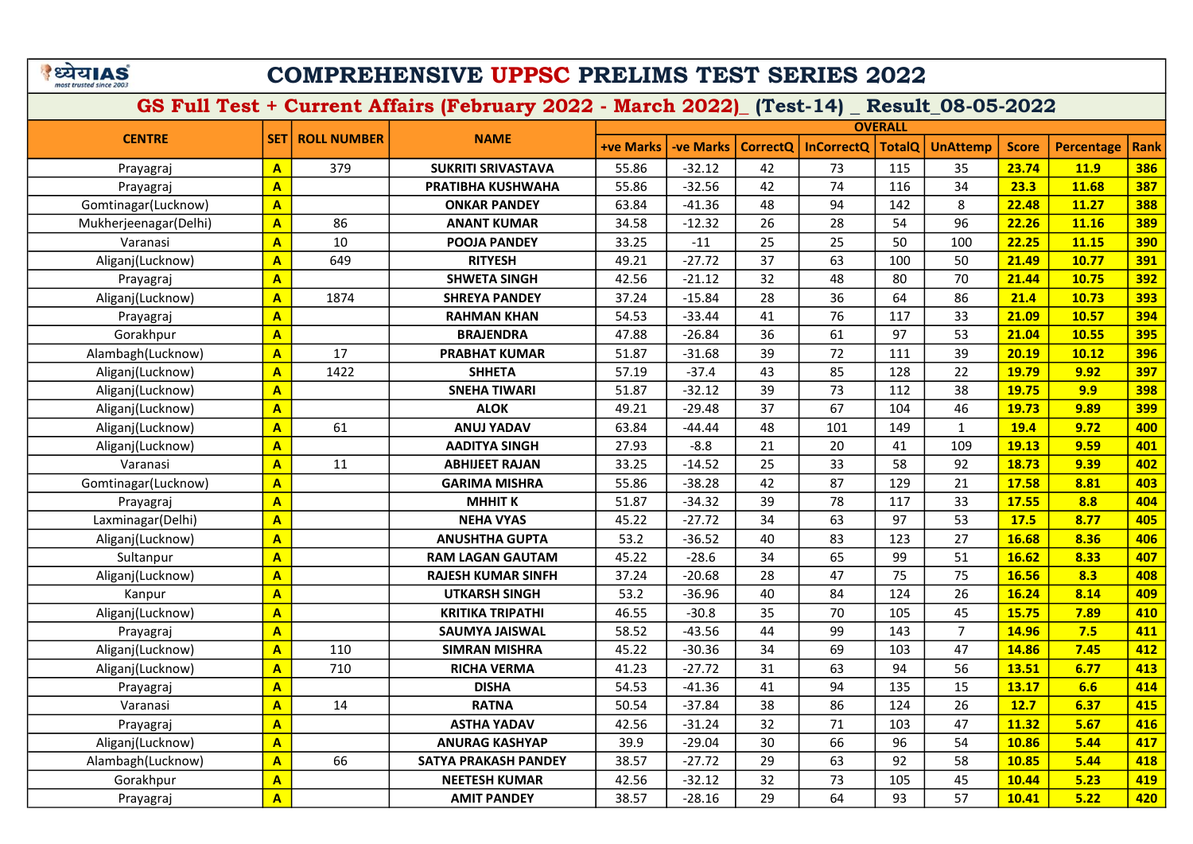# COMPREHENSIVE UPPSC PRELIMS TEST SERIES 2022

## GS Full Test + Current Affairs (February 2022 - March 2022)_ (Test-14) _ Result_08-05-2022

| CENTRE | SET | ROLL NUMBER | NAME | OVERALL | | | | | | | | |
|---|---|---|---|---|---|---|---|---|---|---|---|---|
| | | | | +ve Marks | -ve Marks | CorrectQ | InCorrectQ | TotalQ | UnAttemp | Score | Percentage | Rank |
| Prayagraj | A | 379 | SUKRITI SRIVASTAVA | 55.86 | -32.12 | 42 | 73 | 115 | 35 | 23.74 | 11.9 | 386 |
| Prayagraj | A | | PRATIBHA KUSHWAHA | 55.86 | -32.56 | 42 | 74 | 116 | 34 | 23.3 | 11.68 | 387 |
| Gomtinagar(Lucknow) | A | | ONKAR PANDEY | 63.84 | -41.36 | 48 | 94 | 142 | 8 | 22.48 | 11.27 | 388 |
| Mukherjeenagar(Delhi) | A | 86 | ANANT KUMAR | 34.58 | -12.32 | 26 | 28 | 54 | 96 | 22.26 | 11.16 | 389 |
| Varanasi | A | 10 | POOJA PANDEY | 33.25 | -11 | 25 | 25 | 50 | 100 | 22.25 | 11.15 | 390 |
| Aliganj(Lucknow) | A | 649 | RITYESH | 49.21 | -27.72 | 37 | 63 | 100 | 50 | 21.49 | 10.77 | 391 |
| Prayagraj | A | | SHWETA SINGH | 42.56 | -21.12 | 32 | 48 | 80 | 70 | 21.44 | 10.75 | 392 |
| Aliganj(Lucknow) | A | 1874 | SHREYA PANDEY | 37.24 | -15.84 | 28 | 36 | 64 | 86 | 21.4 | 10.73 | 393 |
| Prayagraj | A | | RAHMAN KHAN | 54.53 | -33.44 | 41 | 76 | 117 | 33 | 21.09 | 10.57 | 394 |
| Gorakhpur | A | | BRAJENDRA | 47.88 | -26.84 | 36 | 61 | 97 | 53 | 21.04 | 10.55 | 395 |
| Alambagh(Lucknow) | A | 17 | PRABHAT KUMAR | 51.87 | -31.68 | 39 | 72 | 111 | 39 | 20.19 | 10.12 | 396 |
| Aliganj(Lucknow) | A | 1422 | SHHETA | 57.19 | -37.4 | 43 | 85 | 128 | 22 | 19.79 | 9.92 | 397 |
| Aliganj(Lucknow) | A | | SNEHA TIWARI | 51.87 | -32.12 | 39 | 73 | 112 | 38 | 19.75 | 9.9 | 398 |
| Aliganj(Lucknow) | A | | ALOK | 49.21 | -29.48 | 37 | 67 | 104 | 46 | 19.73 | 9.89 | 399 |
| Aliganj(Lucknow) | A | 61 | ANUJ YADAV | 63.84 | -44.44 | 48 | 101 | 149 | 1 | 19.4 | 9.72 | 400 |
| Aliganj(Lucknow) | A | | AADITYA SINGH | 27.93 | -8.8 | 21 | 20 | 41 | 109 | 19.13 | 9.59 | 401 |
| Varanasi | A | 11 | ABHIJEET RAJAN | 33.25 | -14.52 | 25 | 33 | 58 | 92 | 18.73 | 9.39 | 402 |
| Gomtinagar(Lucknow) | A | | GARIMA MISHRA | 55.86 | -38.28 | 42 | 87 | 129 | 21 | 17.58 | 8.81 | 403 |
| Prayagraj | A | | MHHIT K | 51.87 | -34.32 | 39 | 78 | 117 | 33 | 17.55 | 8.8 | 404 |
| Laxminagar(Delhi) | A | | NEHA VYAS | 45.22 | -27.72 | 34 | 63 | 97 | 53 | 17.5 | 8.77 | 405 |
| Aliganj(Lucknow) | A | | ANUSHTHA GUPTA | 53.2 | -36.52 | 40 | 83 | 123 | 27 | 16.68 | 8.36 | 406 |
| Sultanpur | A | | RAM LAGAN GAUTAM | 45.22 | -28.6 | 34 | 65 | 99 | 51 | 16.62 | 8.33 | 407 |
| Aliganj(Lucknow) | A | | RAJESH KUMAR SINFH | 37.24 | -20.68 | 28 | 47 | 75 | 75 | 16.56 | 8.3 | 408 |
| Kanpur | A | | UTKARSH SINGH | 53.2 | -36.96 | 40 | 84 | 124 | 26 | 16.24 | 8.14 | 409 |
| Aliganj(Lucknow) | A | | KRITIKA TRIPATHI | 46.55 | -30.8 | 35 | 70 | 105 | 45 | 15.75 | 7.89 | 410 |
| Prayagraj | A | | SAUMYA JAISWAL | 58.52 | -43.56 | 44 | 99 | 143 | 7 | 14.96 | 7.5 | 411 |
| Aliganj(Lucknow) | A | 110 | SIMRAN MISHRA | 45.22 | -30.36 | 34 | 69 | 103 | 47 | 14.86 | 7.45 | 412 |
| Aliganj(Lucknow) | A | 710 | RICHA VERMA | 41.23 | -27.72 | 31 | 63 | 94 | 56 | 13.51 | 6.77 | 413 |
| Prayagraj | A | | DISHA | 54.53 | -41.36 | 41 | 94 | 135 | 15 | 13.17 | 6.6 | 414 |
| Varanasi | A | 14 | RATNA | 50.54 | -37.84 | 38 | 86 | 124 | 26 | 12.7 | 6.37 | 415 |
| Prayagraj | A | | ASTHA YADAV | 42.56 | -31.24 | 32 | 71 | 103 | 47 | 11.32 | 5.67 | 416 |
| Aliganj(Lucknow) | A | | ANURAG KASHYAP | 39.9 | -29.04 | 30 | 66 | 96 | 54 | 10.86 | 5.44 | 417 |
| Alambagh(Lucknow) | A | 66 | SATYA PRAKASH PANDEY | 38.57 | -27.72 | 29 | 63 | 92 | 58 | 10.85 | 5.44 | 418 |
| Gorakhpur | A | | NEETESH KUMAR | 42.56 | -32.12 | 32 | 73 | 105 | 45 | 10.44 | 5.23 | 419 |
| Prayagraj | A | | AMIT PANDEY | 38.57 | -28.16 | 29 | 64 | 93 | 57 | 10.41 | 5.22 | 420 |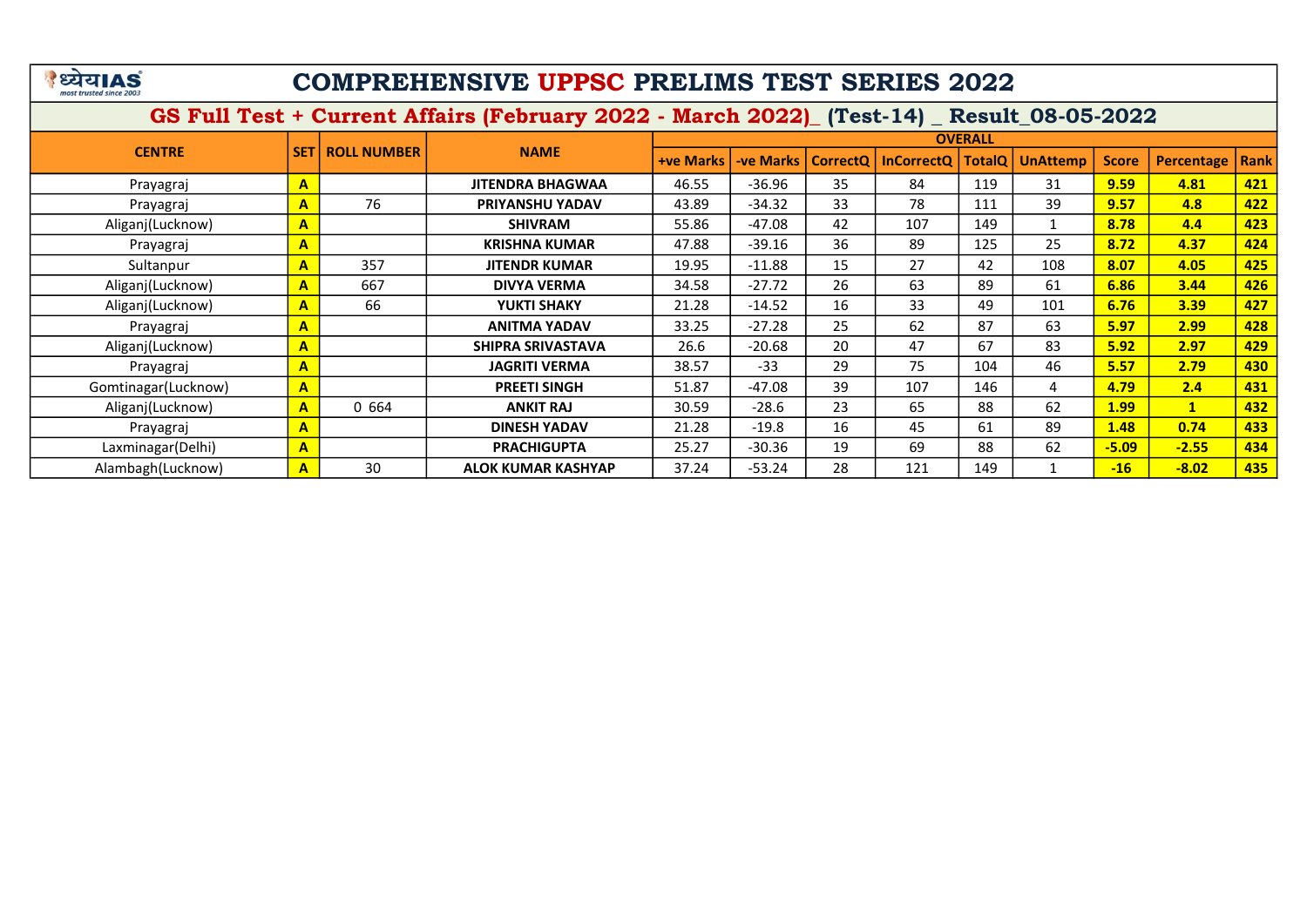# COMPREHENSIVE UPPSC PRELIMS TEST SERIES 2022

## GS Full Test + Current Affairs (February 2022 - March 2022)_ (Test-14) _ Result_08-05-2022

| CENTRE | SET | ROLL NUMBER | NAME | OVERALL | | | | | | | | |
|---|---|---|---|---|---|---|---|---|---|---|---|---|
| | | | | +ve Marks | -ve Marks | CorrectQ | InCorrectQ | TotalQ | UnAttemp | Score | Percentage | Rank |
| Prayagraj | A | | JITENDRA BHAGWAA | 46.55 | -36.96 | 35 | 84 | 119 | 31 | 9.59 | 4.81 | 421 |
| Prayagraj | A | 76 | PRIYANSHU YADAV | 43.89 | -34.32 | 33 | 78 | 111 | 39 | 9.57 | 4.8 | 422 |
| Aliganj(Lucknow) | A | | SHIVRAM | 55.86 | -47.08 | 42 | 107 | 149 | 1 | 8.78 | 4.4 | 423 |
| Prayagraj | A | | KRISHNA KUMAR | 47.88 | -39.16 | 36 | 89 | 125 | 25 | 8.72 | 4.37 | 424 |
| Sultanpur | A | 357 | JITENDR KUMAR | 19.95 | -11.88 | 15 | 27 | 42 | 108 | 8.07 | 4.05 | 425 |
| Aliganj(Lucknow) | A | 667 | DIVYA VERMA | 34.58 | -27.72 | 26 | 63 | 89 | 61 | 6.86 | 3.44 | 426 |
| Aliganj(Lucknow) | A | 66 | YUKTI SHAKY | 21.28 | -14.52 | 16 | 33 | 49 | 101 | 6.76 | 3.39 | 427 |
| Prayagraj | A | | ANITMA YADAV | 33.25 | -27.28 | 25 | 62 | 87 | 63 | 5.97 | 2.99 | 428 |
| Aliganj(Lucknow) | A | | SHIPRA SRIVASTAVA | 26.6 | -20.68 | 20 | 47 | 67 | 83 | 5.92 | 2.97 | 429 |
| Prayagraj | A | | JAGRITI VERMA | 38.57 | -33 | 29 | 75 | 104 | 46 | 5.57 | 2.79 | 430 |
| Gomtinagar(Lucknow) | A | | PREETI SINGH | 51.87 | -47.08 | 39 | 107 | 146 | 4 | 4.79 | 2.4 | 431 |
| Aliganj(Lucknow) | A | 0 664 | ANKIT RAJ | 30.59 | -28.6 | 23 | 65 | 88 | 62 | 1.99 | 1 | 432 |
| Prayagraj | A | | DINESH YADAV | 21.28 | -19.8 | 16 | 45 | 61 | 89 | 1.48 | 0.74 | 433 |
| Laxminagar(Delhi) | A | | PRACHIGUPTA | 25.27 | -30.36 | 19 | 69 | 88 | 62 | -5.09 | -2.55 | 434 |
| Alambagh(Lucknow) | A | 30 | ALOK KUMAR KASHYAP | 37.24 | -53.24 | 28 | 121 | 149 | 1 | -16 | -8.02 | 435 |